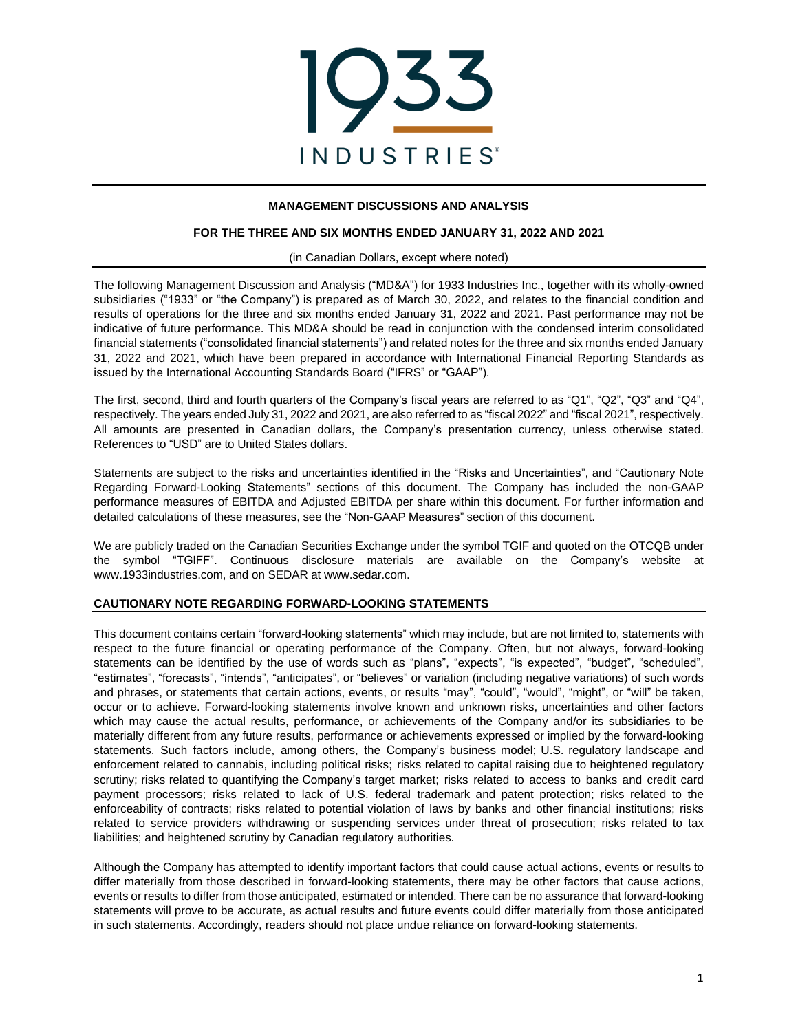# 1933 INDUSTRIES®

## MANAGEMENT DISCUSSIONS AND ANALYSIS

### FOR THE THREE AND SIX MONTHS ENDED JANUARY 31, 2022 AND 2021

(in Canadian Dollars, except where noted)

The following Management Discussion and Analysis ("MD&A") for 1933 Industries Inc., together with its wholly-owned subsidiaries ("1933" or "the Company") is prepared as of March 30, 2022, and relates to the financial condition and results of operations for the three and six months ended January 31, 2022 and 2021. Past performance may not be indicative of future performance. This MD&A should be read in conjunction with the condensed interim consolidated financial statements ("consolidated financial statements") and related notes for the three and six months ended January 31, 2022 and 2021, which have been prepared in accordance with International Financial Reporting Standards as issued by the International Accounting Standards Board ("IFRS" or "GAAP").

The first, second, third and fourth quarters of the Company's fiscal years are referred to as "Q1", "Q2", "Q3" and "Q4", respectively. The years ended July 31, 2022 and 2021, are also referred to as "fiscal 2022" and "fiscal 2021", respectively. All amounts are presented in Canadian dollars, the Company's presentation currency, unless otherwise stated. References to "USD" are to United States dollars.

Statements are subject to the risks and uncertainties identified in the "Risks and Uncertainties", and "Cautionary Note Regarding Forward-Looking Statements" sections of this document. The Company has included the non-GAAP performance measures of EBITDA and Adjusted EBITDA per share within this document. For further information and detailed calculations of these measures, see the "Non-GAAP Measures" section of this document.

We are publicly traded on the Canadian Securities Exchange under the symbol TGIF and quoted on the OTCQB under the symbol "TGIFF". Continuous disclosure materials are available on the Company's website at www.1933industries.com, and on SEDAR at www.sedar.com.

## CAUTIONARY NOTE REGARDING FORWARD-LOOKING STATEMENTS

This document contains certain "forward-looking statements" which may include, but are not limited to, statements with respect to the future financial or operating performance of the Company. Often, but not always, forward-looking statements can be identified by the use of words such as "plans", "expects", "is expected", "budget", "scheduled", "estimates", "forecasts", "intends", "anticipates", or "believes" or variation (including negative variations) of such words and phrases, or statements that certain actions, events, or results "may", "could", "would", "might", or "will" be taken, occur or to achieve. Forward-looking statements involve known and unknown risks, uncertainties and other factors which may cause the actual results, performance, or achievements of the Company and/or its subsidiaries to be materially different from any future results, performance or achievements expressed or implied by the forward-looking statements. Such factors include, among others, the Company's business model; U.S. regulatory landscape and enforcement related to cannabis, including political risks; risks related to capital raising due to heightened regulatory scrutiny; risks related to quantifying the Company's target market; risks related to access to banks and credit card payment processors; risks related to lack of U.S. federal trademark and patent protection; risks related to the enforceability of contracts; risks related to potential violation of laws by banks and other financial institutions; risks related to service providers withdrawing or suspending services under threat of prosecution; risks related to tax liabilities; and heightened scrutiny by Canadian regulatory authorities.

Although the Company has attempted to identify important factors that could cause actual actions, events or results to differ materially from those described in forward-looking statements, there may be other factors that cause actions, events or results to differ from those anticipated, estimated or intended. There can be no assurance that forward-looking statements will prove to be accurate, as actual results and future events could differ materially from those anticipated in such statements. Accordingly, readers should not place undue reliance on forward-looking statements.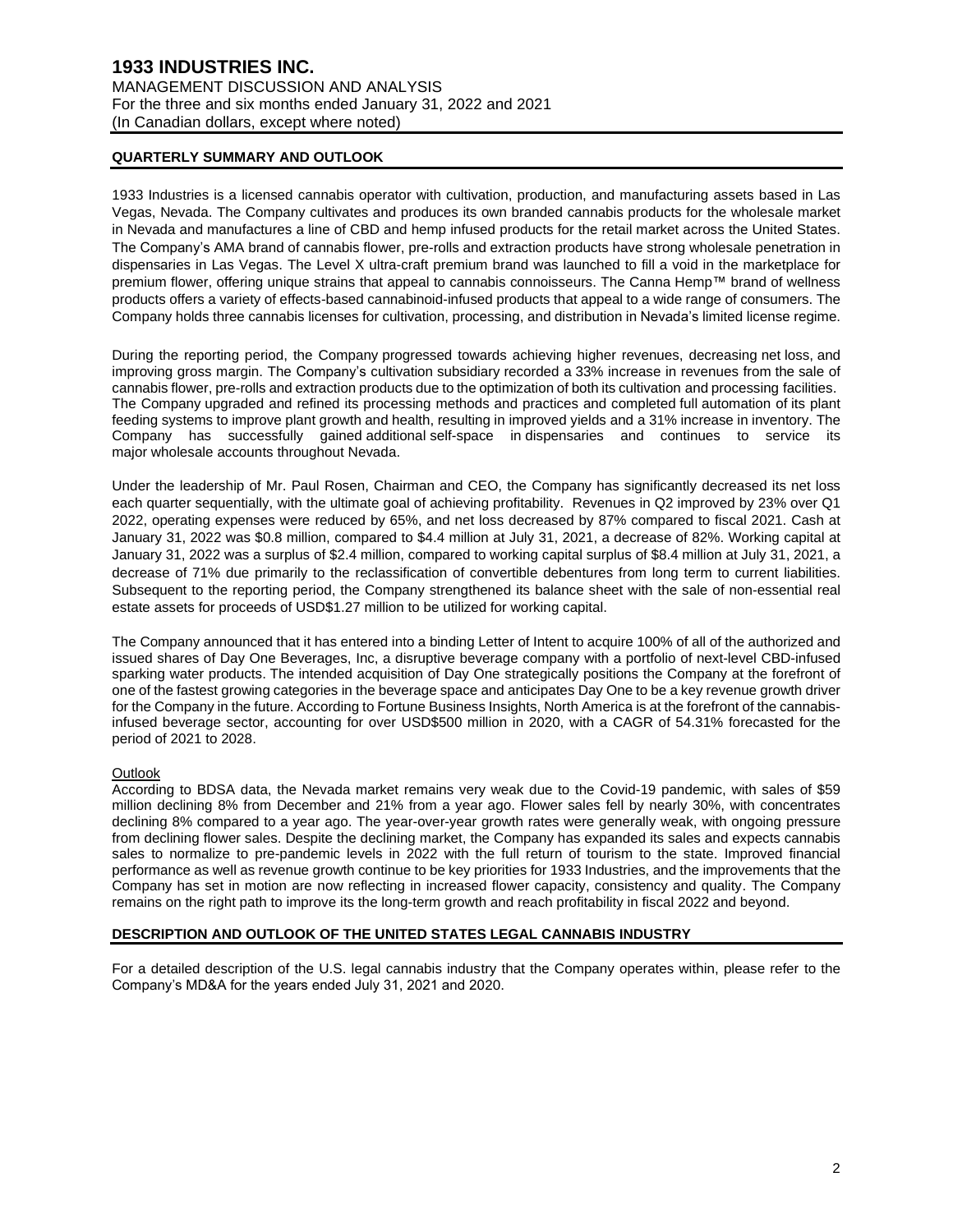## QUARTERLY SUMMARY AND OUTLOOK

1933 Industries is a licensed cannabis operator with cultivation, production, and manufacturing assets based in Las Vegas, Nevada. The Company cultivates and produces its own branded cannabis products for the wholesale market in Nevada and manufactures a line of CBD and hemp infused products for the retail market across the United States. The Company's AMA brand of cannabis flower, pre-rolls and extraction products have strong wholesale penetration in dispensaries in Las Vegas. The Level X ultra-craft premium brand was launched to fill a void in the marketplace for premium flower, offering unique strains that appeal to cannabis connoisseurs. The Canna Hemp™ brand of wellness products offers a variety of effects-based cannabinoid-infused products that appeal to a wide range of consumers. The Company holds three cannabis licenses for cultivation, processing, and distribution in Nevada's limited license regime.

During the reporting period, the Company progressed towards achieving higher revenues, decreasing net loss, and improving gross margin. The Company's cultivation subsidiary recorded a 33% increase in revenues from the sale of cannabis flower, pre-rolls and extraction products due to the optimization of both its cultivation and processing facilities. The Company upgraded and refined its processing methods and practices and completed full automation of its plant feeding systems to improve plant growth and health, resulting in improved yields and a 31% increase in inventory. The Company has successfully gained additional self-space in dispensaries and continues to service its major wholesale accounts throughout Nevada.

Under the leadership of Mr. Paul Rosen, Chairman and CEO, the Company has significantly decreased its net loss each quarter sequentially, with the ultimate goal of achieving profitability. Revenues in Q2 improved by 23% over Q1 2022, operating expenses were reduced by 65%, and net loss decreased by 87% compared to fiscal 2021. Cash at January 31, 2022 was $0.8 million, compared to $4.4 million at July 31, 2021, a decrease of 82%. Working capital at January 31, 2022 was a surplus of $2.4 million, compared to working capital surplus of $8.4 million at July 31, 2021, a decrease of 71% due primarily to the reclassification of convertible debentures from long term to current liabilities. Subsequent to the reporting period, the Company strengthened its balance sheet with the sale of non-essential real estate assets for proceeds of USD$1.27 million to be utilized for working capital.

The Company announced that it has entered into a binding Letter of Intent to acquire 100% of all of the authorized and issued shares of Day One Beverages, Inc, a disruptive beverage company with a portfolio of next-level CBD-infused sparking water products. The intended acquisition of Day One strategically positions the Company at the forefront of one of the fastest growing categories in the beverage space and anticipates Day One to be a key revenue growth driver for the Company in the future. According to Fortune Business Insights, North America is at the forefront of the cannabis-infused beverage sector, accounting for over USD$500 million in 2020, with a CAGR of 54.31% forecasted for the period of 2021 to 2028.

### Outlook

According to BDSA data, the Nevada market remains very weak due to the Covid-19 pandemic, with sales of $59 million declining 8% from December and 21% from a year ago. Flower sales fell by nearly 30%, with concentrates declining 8% compared to a year ago. The year-over-year growth rates were generally weak, with ongoing pressure from declining flower sales. Despite the declining market, the Company has expanded its sales and expects cannabis sales to normalize to pre-pandemic levels in 2022 with the full return of tourism to the state. Improved financial performance as well as revenue growth continue to be key priorities for 1933 Industries, and the improvements that the Company has set in motion are now reflecting in increased flower capacity, consistency and quality. The Company remains on the right path to improve its the long-term growth and reach profitability in fiscal 2022 and beyond.

## DESCRIPTION AND OUTLOOK OF THE UNITED STATES LEGAL CANNABIS INDUSTRY

For a detailed description of the U.S. legal cannabis industry that the Company operates within, please refer to the Company's MD&A for the years ended July 31, 2021 and 2020.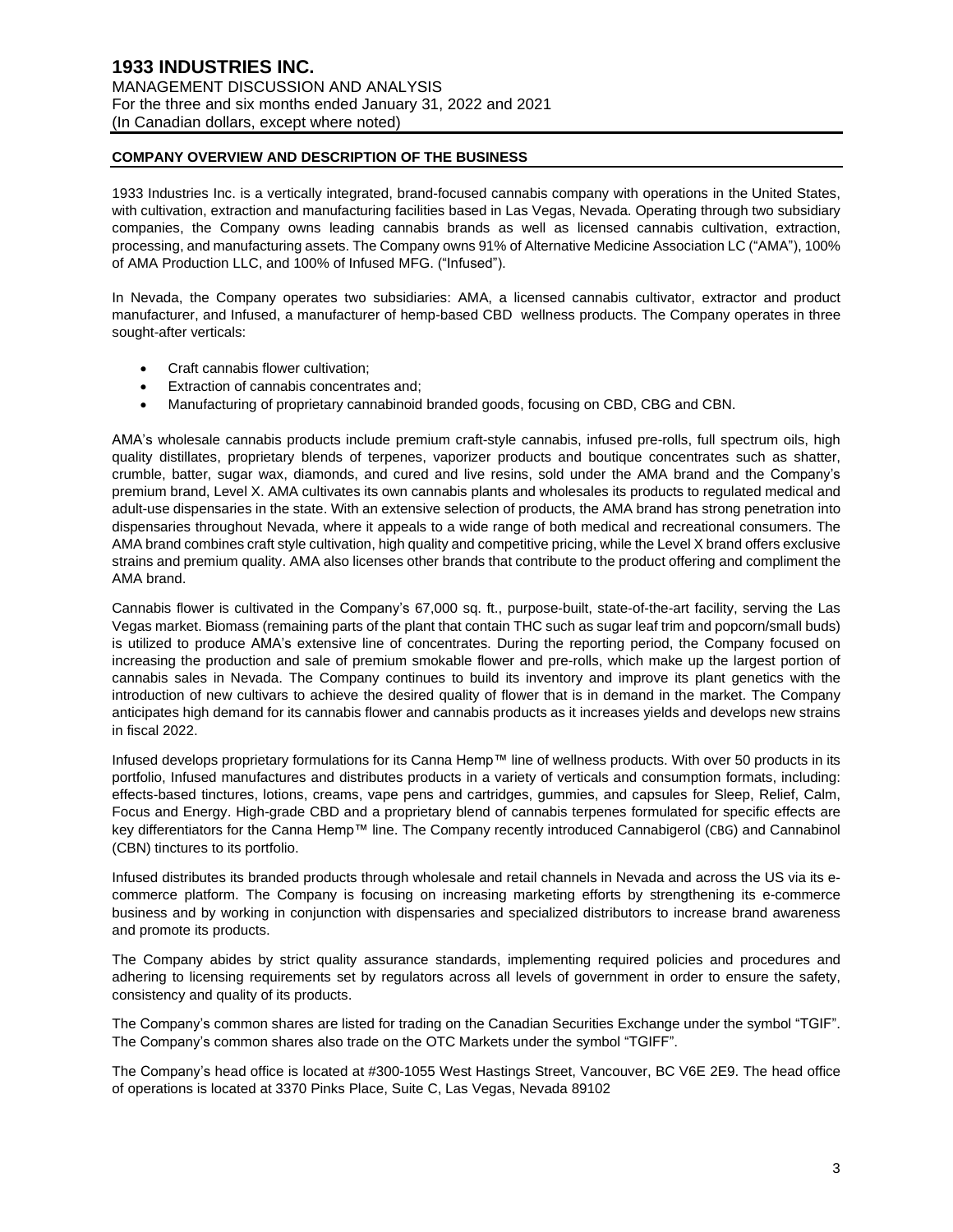## COMPANY OVERVIEW AND DESCRIPTION OF THE BUSINESS

1933 Industries Inc. is a vertically integrated, brand-focused cannabis company with operations in the United States, with cultivation, extraction and manufacturing facilities based in Las Vegas, Nevada. Operating through two subsidiary companies, the Company owns leading cannabis brands as well as licensed cannabis cultivation, extraction, processing, and manufacturing assets. The Company owns 91% of Alternative Medicine Association LC ("AMA"), 100% of AMA Production LLC, and 100% of Infused MFG. ("Infused").

In Nevada, the Company operates two subsidiaries: AMA, a licensed cannabis cultivator, extractor and product manufacturer, and Infused, a manufacturer of hemp-based CBD wellness products. The Company operates in three sought-after verticals:

- Craft cannabis flower cultivation;
- Extraction of cannabis concentrates and;
- Manufacturing of proprietary cannabinoid branded goods, focusing on CBD, CBG and CBN.

AMA's wholesale cannabis products include premium craft-style cannabis, infused pre-rolls, full spectrum oils, high quality distillates, proprietary blends of terpenes, vaporizer products and boutique concentrates such as shatter, crumble, batter, sugar wax, diamonds, and cured and live resins, sold under the AMA brand and the Company's premium brand, Level X. AMA cultivates its own cannabis plants and wholesales its products to regulated medical and adult-use dispensaries in the state. With an extensive selection of products, the AMA brand has strong penetration into dispensaries throughout Nevada, where it appeals to a wide range of both medical and recreational consumers. The AMA brand combines craft style cultivation, high quality and competitive pricing, while the Level X brand offers exclusive strains and premium quality. AMA also licenses other brands that contribute to the product offering and compliment the AMA brand.

Cannabis flower is cultivated in the Company's 67,000 sq. ft., purpose-built, state-of-the-art facility, serving the Las Vegas market. Biomass (remaining parts of the plant that contain THC such as sugar leaf trim and popcorn/small buds) is utilized to produce AMA's extensive line of concentrates. During the reporting period, the Company focused on increasing the production and sale of premium smokable flower and pre-rolls, which make up the largest portion of cannabis sales in Nevada. The Company continues to build its inventory and improve its plant genetics with the introduction of new cultivars to achieve the desired quality of flower that is in demand in the market. The Company anticipates high demand for its cannabis flower and cannabis products as it increases yields and develops new strains in fiscal 2022.

Infused develops proprietary formulations for its Canna Hemp™ line of wellness products. With over 50 products in its portfolio, Infused manufactures and distributes products in a variety of verticals and consumption formats, including: effects-based tinctures, lotions, creams, vape pens and cartridges, gummies, and capsules for Sleep, Relief, Calm, Focus and Energy. High-grade CBD and a proprietary blend of cannabis terpenes formulated for specific effects are key differentiators for the Canna Hemp™ line. The Company recently introduced Cannabigerol (CBG) and Cannabinol (CBN) tinctures to its portfolio.

Infused distributes its branded products through wholesale and retail channels in Nevada and across the US via its e-commerce platform. The Company is focusing on increasing marketing efforts by strengthening its e-commerce business and by working in conjunction with dispensaries and specialized distributors to increase brand awareness and promote its products.

The Company abides by strict quality assurance standards, implementing required policies and procedures and adhering to licensing requirements set by regulators across all levels of government in order to ensure the safety, consistency and quality of its products.

The Company's common shares are listed for trading on the Canadian Securities Exchange under the symbol "TGIF". The Company's common shares also trade on the OTC Markets under the symbol "TGIFF".

The Company's head office is located at #300-1055 West Hastings Street, Vancouver, BC V6E 2E9. The head office of operations is located at 3370 Pinks Place, Suite C, Las Vegas, Nevada 89102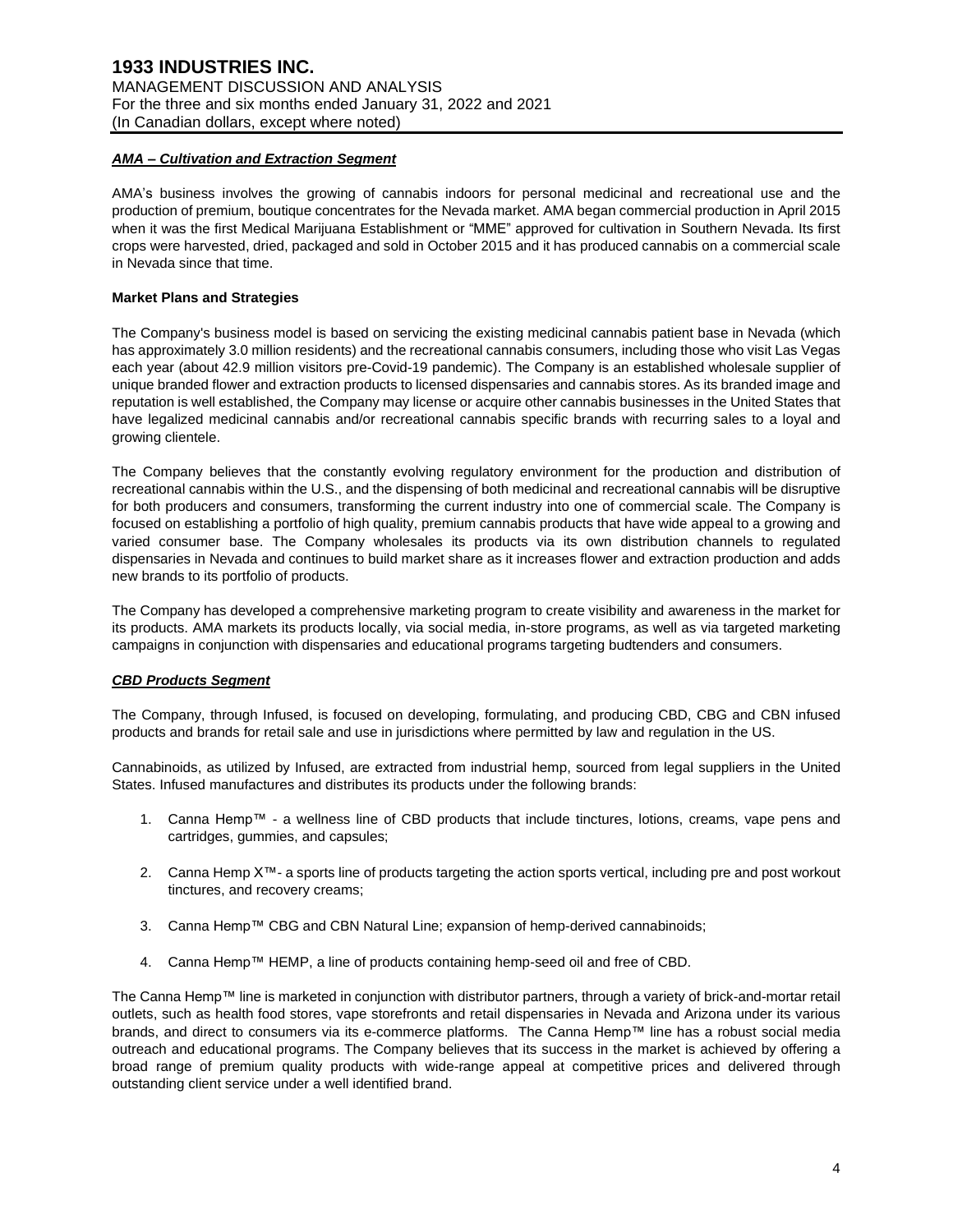***AMA – Cultivation and Extraction Segment***

AMA's business involves the growing of cannabis indoors for personal medicinal and recreational use and the production of premium, boutique concentrates for the Nevada market. AMA began commercial production in April 2015 when it was the first Medical Marijuana Establishment or "MME" approved for cultivation in Southern Nevada. Its first crops were harvested, dried, packaged and sold in October 2015 and it has produced cannabis on a commercial scale in Nevada since that time.

**Market Plans and Strategies**

The Company's business model is based on servicing the existing medicinal cannabis patient base in Nevada (which has approximately 3.0 million residents) and the recreational cannabis consumers, including those who visit Las Vegas each year (about 42.9 million visitors pre-Covid-19 pandemic). The Company is an established wholesale supplier of unique branded flower and extraction products to licensed dispensaries and cannabis stores. As its branded image and reputation is well established, the Company may license or acquire other cannabis businesses in the United States that have legalized medicinal cannabis and/or recreational cannabis specific brands with recurring sales to a loyal and growing clientele.

The Company believes that the constantly evolving regulatory environment for the production and distribution of recreational cannabis within the U.S., and the dispensing of both medicinal and recreational cannabis will be disruptive for both producers and consumers, transforming the current industry into one of commercial scale. The Company is focused on establishing a portfolio of high quality, premium cannabis products that have wide appeal to a growing and varied consumer base. The Company wholesales its products via its own distribution channels to regulated dispensaries in Nevada and continues to build market share as it increases flower and extraction production and adds new brands to its portfolio of products.

The Company has developed a comprehensive marketing program to create visibility and awareness in the market for its products. AMA markets its products locally, via social media, in-store programs, as well as via targeted marketing campaigns in conjunction with dispensaries and educational programs targeting budtenders and consumers.

***CBD Products Segment***

The Company, through Infused, is focused on developing, formulating, and producing CBD, CBG and CBN infused products and brands for retail sale and use in jurisdictions where permitted by law and regulation in the US.

Cannabinoids, as utilized by Infused, are extracted from industrial hemp, sourced from legal suppliers in the United States. Infused manufactures and distributes its products under the following brands:

1. Canna Hemp™ - a wellness line of CBD products that include tinctures, lotions, creams, vape pens and cartridges, gummies, and capsules;
2. Canna Hemp X™- a sports line of products targeting the action sports vertical, including pre and post workout tinctures, and recovery creams;
3. Canna Hemp™ CBG and CBN Natural Line; expansion of hemp-derived cannabinoids;
4. Canna Hemp™ HEMP, a line of products containing hemp-seed oil and free of CBD.

The Canna Hemp™ line is marketed in conjunction with distributor partners, through a variety of brick-and-mortar retail outlets, such as health food stores, vape storefronts and retail dispensaries in Nevada and Arizona under its various brands, and direct to consumers via its e-commerce platforms. The Canna Hemp™ line has a robust social media outreach and educational programs. The Company believes that its success in the market is achieved by offering a broad range of premium quality products with wide-range appeal at competitive prices and delivered through outstanding client service under a well identified brand.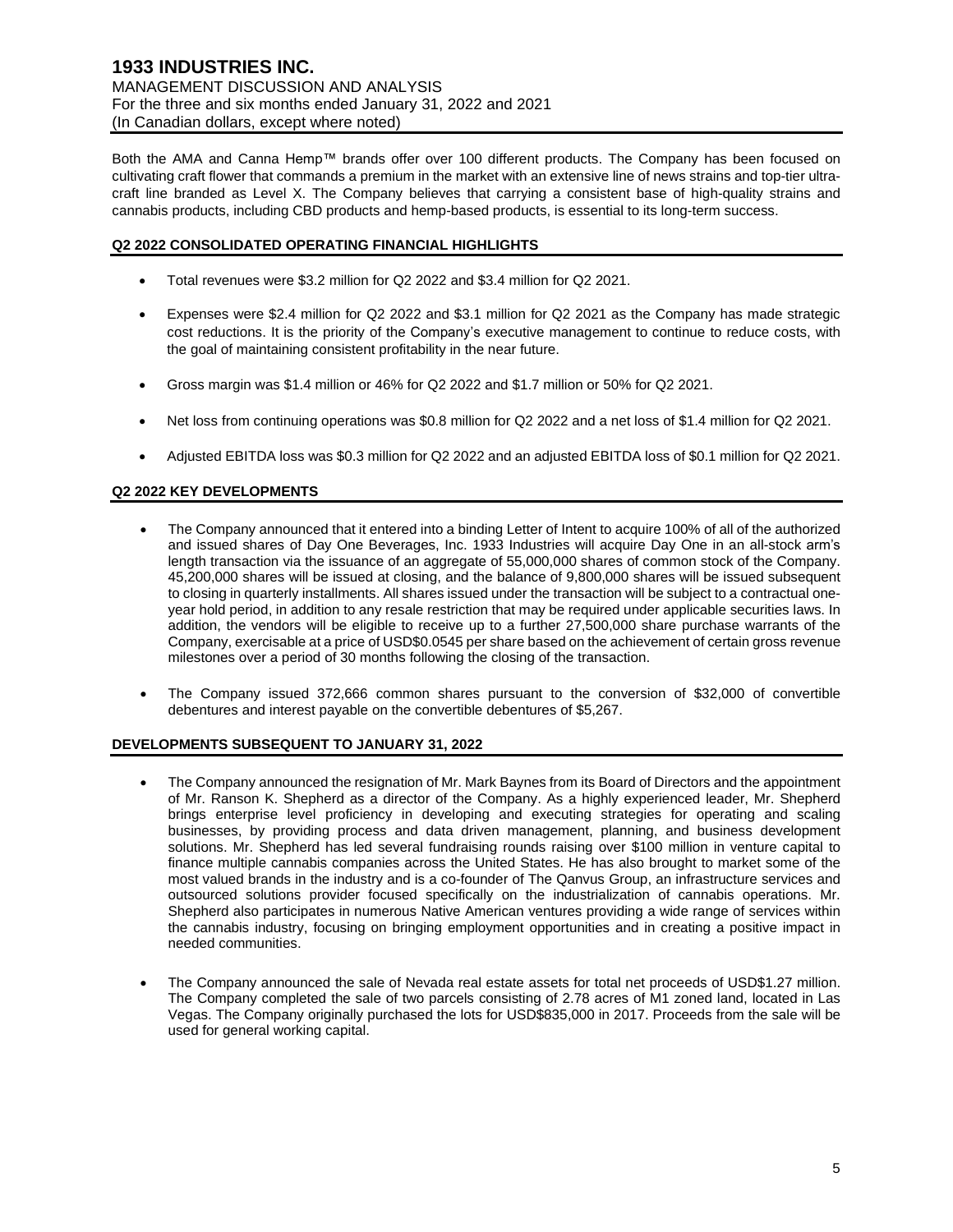Both the AMA and Canna Hemp™ brands offer over 100 different products. The Company has been focused on cultivating craft flower that commands a premium in the market with an extensive line of news strains and top-tier ultra-craft line branded as Level X. The Company believes that carrying a consistent base of high-quality strains and cannabis products, including CBD products and hemp-based products, is essential to its long-term success.

## Q2 2022 CONSOLIDATED OPERATING FINANCIAL HIGHLIGHTS

- Total revenues were $3.2 million for Q2 2022 and $3.4 million for Q2 2021.
- Expenses were $2.4 million for Q2 2022 and $3.1 million for Q2 2021 as the Company has made strategic cost reductions. It is the priority of the Company's executive management to continue to reduce costs, with the goal of maintaining consistent profitability in the near future.
- Gross margin was $1.4 million or 46% for Q2 2022 and $1.7 million or 50% for Q2 2021.
- Net loss from continuing operations was $0.8 million for Q2 2022 and a net loss of $1.4 million for Q2 2021.
- Adjusted EBITDA loss was $0.3 million for Q2 2022 and an adjusted EBITDA loss of $0.1 million for Q2 2021.

## Q2 2022 KEY DEVELOPMENTS

- The Company announced that it entered into a binding Letter of Intent to acquire 100% of all of the authorized and issued shares of Day One Beverages, Inc. 1933 Industries will acquire Day One in an all-stock arm's length transaction via the issuance of an aggregate of 55,000,000 shares of common stock of the Company. 45,200,000 shares will be issued at closing, and the balance of 9,800,000 shares will be issued subsequent to closing in quarterly installments. All shares issued under the transaction will be subject to a contractual one-year hold period, in addition to any resale restriction that may be required under applicable securities laws. In addition, the vendors will be eligible to receive up to a further 27,500,000 share purchase warrants of the Company, exercisable at a price of USD$0.0545 per share based on the achievement of certain gross revenue milestones over a period of 30 months following the closing of the transaction.
- The Company issued 372,666 common shares pursuant to the conversion of $32,000 of convertible debentures and interest payable on the convertible debentures of $5,267.

## DEVELOPMENTS SUBSEQUENT TO JANUARY 31, 2022

- The Company announced the resignation of Mr. Mark Baynes from its Board of Directors and the appointment of Mr. Ranson K. Shepherd as a director of the Company. As a highly experienced leader, Mr. Shepherd brings enterprise level proficiency in developing and executing strategies for operating and scaling businesses, by providing process and data driven management, planning, and business development solutions. Mr. Shepherd has led several fundraising rounds raising over $100 million in venture capital to finance multiple cannabis companies across the United States. He has also brought to market some of the most valued brands in the industry and is a co-founder of The Qanvus Group, an infrastructure services and outsourced solutions provider focused specifically on the industrialization of cannabis operations. Mr. Shepherd also participates in numerous Native American ventures providing a wide range of services within the cannabis industry, focusing on bringing employment opportunities and in creating a positive impact in needed communities.
- The Company announced the sale of Nevada real estate assets for total net proceeds of USD$1.27 million. The Company completed the sale of two parcels consisting of 2.78 acres of M1 zoned land, located in Las Vegas. The Company originally purchased the lots for USD$835,000 in 2017. Proceeds from the sale will be used for general working capital.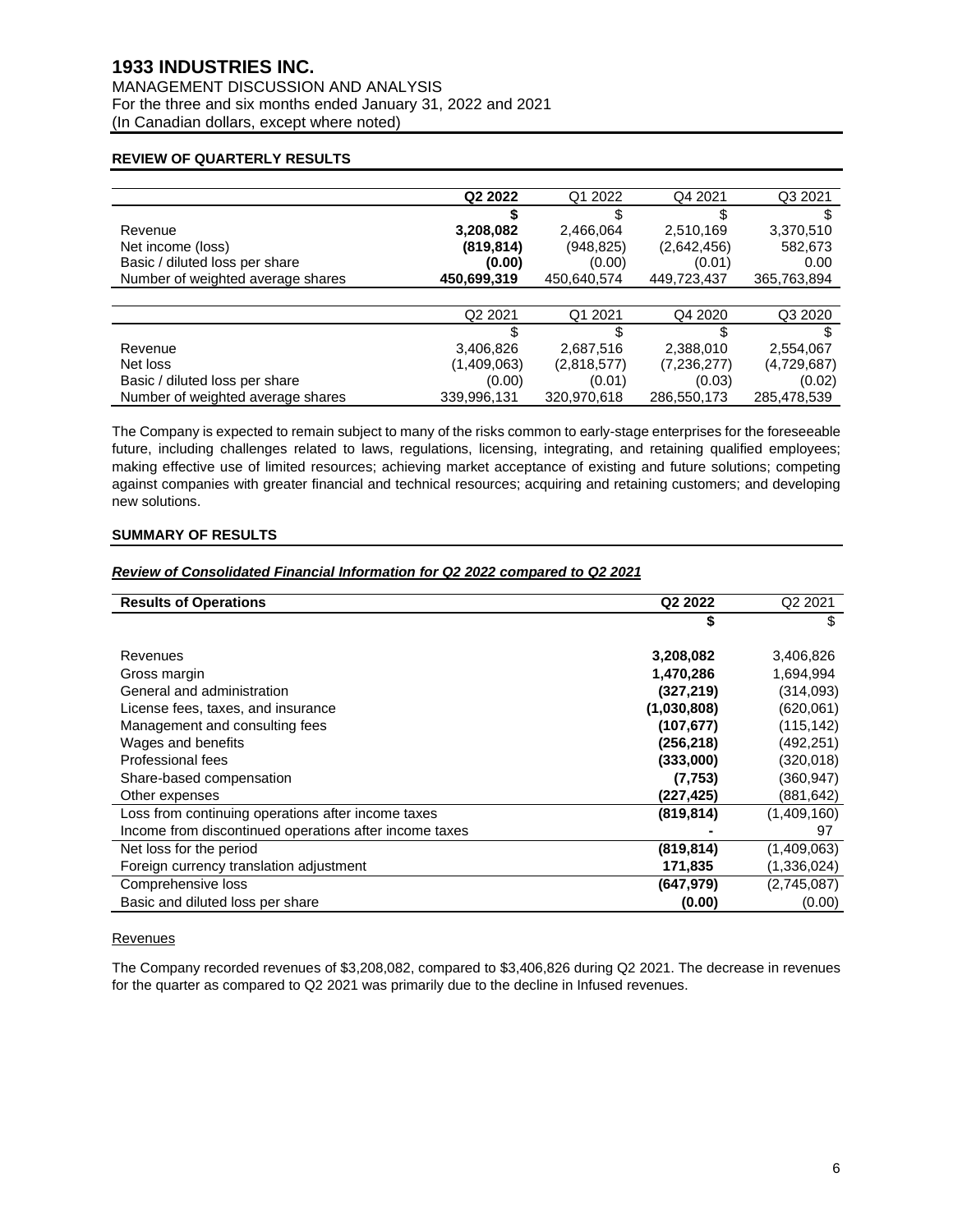# 1933 INDUSTRIES INC.

MANAGEMENT DISCUSSION AND ANALYSIS
For the three and six months ended January 31, 2022 and 2021
(In Canadian dollars, except where noted)

## REVIEW OF QUARTERLY RESULTS

| | **Q2 2022** | Q1 2022 | Q4 2021 | Q3 2021 |
|---|---|---|---|---|
| | **$** | $ | $ | $ |
| Revenue | **3,208,082** | 2,466,064 | 2,510,169 | 3,370,510 |
| Net income (loss) | **(819,814)** | (948,825) | (2,642,456) | 582,673 |
| Basic / diluted loss per share | **(0.00)** | (0.00) | (0.01) | 0.00 |
| Number of weighted average shares | **450,699,319** | 450,640,574 | 449,723,437 | 365,763,894 |

| | Q2 2021 | Q1 2021 | Q4 2020 | Q3 2020 |
|---|---|---|---|---|
| | $ | $ | $ | $ |
| Revenue | 3,406,826 | 2,687,516 | 2,388,010 | 2,554,067 |
| Net loss | (1,409,063) | (2,818,577) | (7,236,277) | (4,729,687) |
| Basic / diluted loss per share | (0.00) | (0.01) | (0.03) | (0.02) |
| Number of weighted average shares | 339,996,131 | 320,970,618 | 286,550,173 | 285,478,539 |

The Company is expected to remain subject to many of the risks common to early-stage enterprises for the foreseeable future, including challenges related to laws, regulations, licensing, integrating, and retaining qualified employees; making effective use of limited resources; achieving market acceptance of existing and future solutions; competing against companies with greater financial and technical resources; acquiring and retaining customers; and developing new solutions.

## SUMMARY OF RESULTS

***Review of Consolidated Financial Information for Q2 2022 compared to Q2 2021***

| **Results of Operations** | **Q2 2022** | Q2 2021 |
|---|---|---|
| | **$** | $ |
| Revenues | **3,208,082** | 3,406,826 |
| Gross margin | **1,470,286** | 1,694,994 |
| General and administration | **(327,219)** | (314,093) |
| License fees, taxes, and insurance | **(1,030,808)** | (620,061) |
| Management and consulting fees | **(107,677)** | (115,142) |
| Wages and benefits | **(256,218)** | (492,251) |
| Professional fees | **(333,000)** | (320,018) |
| Share-based compensation | **(7,753)** | (360,947) |
| Other expenses | **(227,425)** | (881,642) |
| Loss from continuing operations after income taxes | **(819,814)** | (1,409,160) |
| Income from discontinued operations after income taxes | **-** | 97 |
| Net loss for the period | **(819,814)** | (1,409,063) |
| Foreign currency translation adjustment | **171,835** | (1,336,024) |
| Comprehensive loss | **(647,979)** | (2,745,087) |
| Basic and diluted loss per share | **(0.00)** | (0.00) |

Revenues

The Company recorded revenues of $3,208,082, compared to $3,406,826 during Q2 2021. The decrease in revenues for the quarter as compared to Q2 2021 was primarily due to the decline in Infused revenues.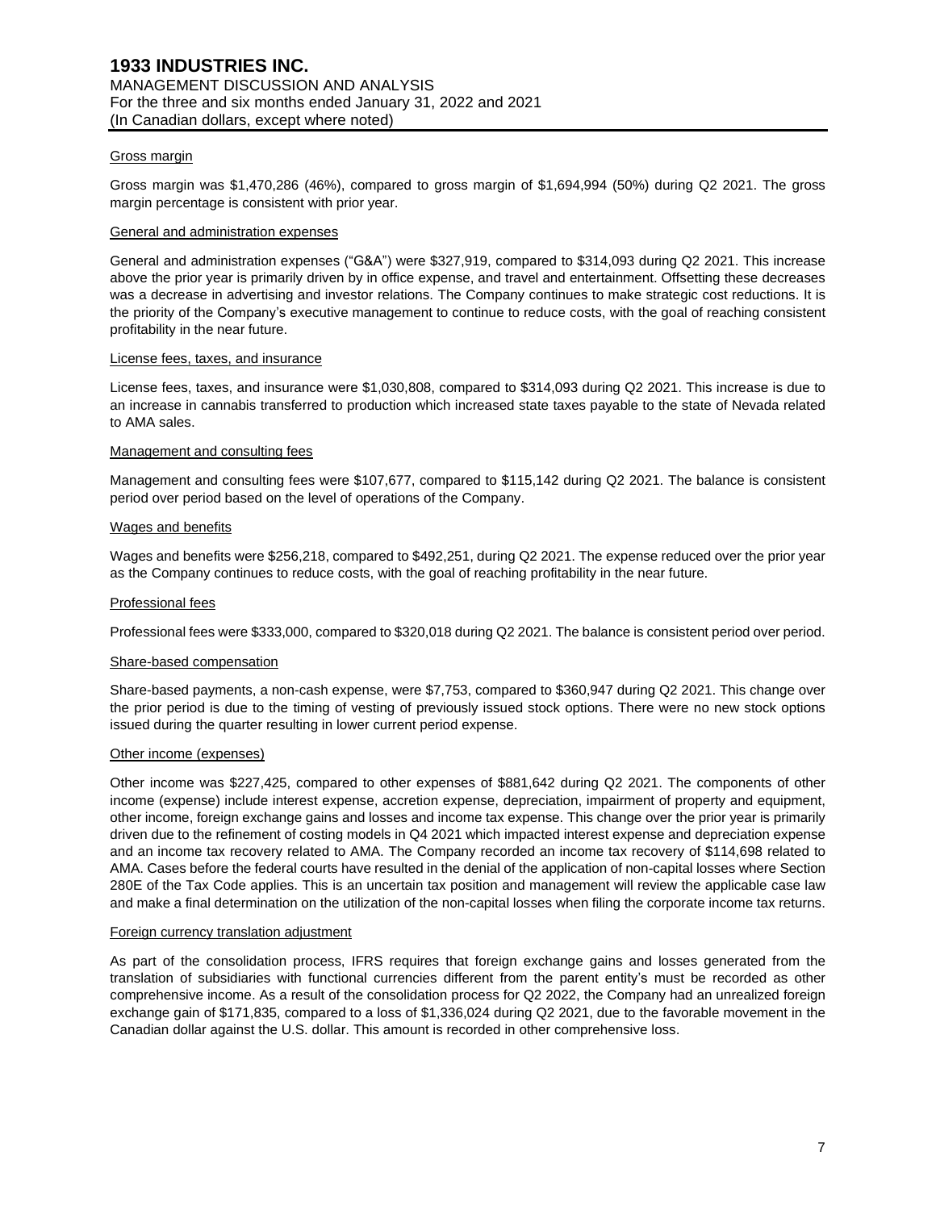#### Gross margin

Gross margin was $1,470,286 (46%), compared to gross margin of $1,694,994 (50%) during Q2 2021. The gross margin percentage is consistent with prior year.

#### General and administration expenses

General and administration expenses ("G&A") were $327,919, compared to $314,093 during Q2 2021. This increase above the prior year is primarily driven by in office expense, and travel and entertainment. Offsetting these decreases was a decrease in advertising and investor relations. The Company continues to make strategic cost reductions. It is the priority of the Company's executive management to continue to reduce costs, with the goal of reaching consistent profitability in the near future.

#### License fees, taxes, and insurance

License fees, taxes, and insurance were $1,030,808, compared to $314,093 during Q2 2021. This increase is due to an increase in cannabis transferred to production which increased state taxes payable to the state of Nevada related to AMA sales.

#### Management and consulting fees

Management and consulting fees were $107,677, compared to $115,142 during Q2 2021. The balance is consistent period over period based on the level of operations of the Company.

#### Wages and benefits

Wages and benefits were $256,218, compared to $492,251, during Q2 2021. The expense reduced over the prior year as the Company continues to reduce costs, with the goal of reaching profitability in the near future.

#### Professional fees

Professional fees were $333,000, compared to $320,018 during Q2 2021. The balance is consistent period over period.

#### Share-based compensation

Share-based payments, a non-cash expense, were $7,753, compared to $360,947 during Q2 2021. This change over the prior period is due to the timing of vesting of previously issued stock options. There were no new stock options issued during the quarter resulting in lower current period expense.

#### Other income (expenses)

Other income was $227,425, compared to other expenses of $881,642 during Q2 2021. The components of other income (expense) include interest expense, accretion expense, depreciation, impairment of property and equipment, other income, foreign exchange gains and losses and income tax expense. This change over the prior year is primarily driven due to the refinement of costing models in Q4 2021 which impacted interest expense and depreciation expense and an income tax recovery related to AMA. The Company recorded an income tax recovery of $114,698 related to AMA. Cases before the federal courts have resulted in the denial of the application of non-capital losses where Section 280E of the Tax Code applies. This is an uncertain tax position and management will review the applicable case law and make a final determination on the utilization of the non-capital losses when filing the corporate income tax returns.

#### Foreign currency translation adjustment

As part of the consolidation process, IFRS requires that foreign exchange gains and losses generated from the translation of subsidiaries with functional currencies different from the parent entity's must be recorded as other comprehensive income. As a result of the consolidation process for Q2 2022, the Company had an unrealized foreign exchange gain of $171,835, compared to a loss of $1,336,024 during Q2 2021, due to the favorable movement in the Canadian dollar against the U.S. dollar. This amount is recorded in other comprehensive loss.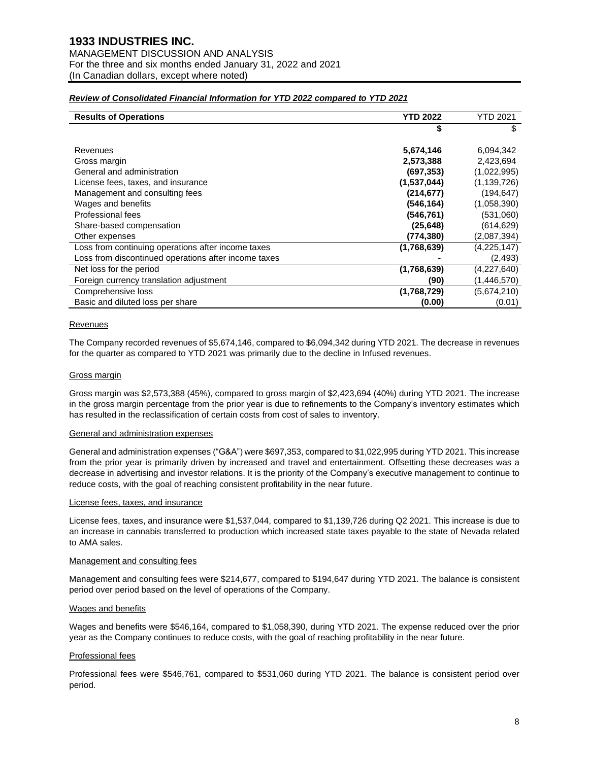### *Review of Consolidated Financial Information for YTD 2022 compared to YTD 2021*

| Results of Operations | YTD 2022 | YTD 2021 |
|---|---|---|
| | **$** | $ |
| Revenues | **5,674,146** | 6,094,342 |
| Gross margin | **2,573,388** | 2,423,694 |
| General and administration | **(697,353)** | (1,022,995) |
| License fees, taxes, and insurance | **(1,537,044)** | (1,139,726) |
| Management and consulting fees | **(214,677)** | (194,647) |
| Wages and benefits | **(546,164)** | (1,058,390) |
| Professional fees | **(546,761)** | (531,060) |
| Share-based compensation | **(25,648)** | (614,629) |
| Other expenses | **(774,380)** | (2,087,394) |
| Loss from continuing operations after income taxes | **(1,768,639)** | (4,225,147) |
| Loss from discontinued operations after income taxes | **-** | (2,493) |
| Net loss for the period | **(1,768,639)** | (4,227,640) |
| Foreign currency translation adjustment | **(90)** | (1,446,570) |
| Comprehensive loss | **(1,768,729)** | (5,674,210) |
| Basic and diluted loss per share | **(0.00)** | (0.01) |

Revenues

The Company recorded revenues of $5,674,146, compared to $6,094,342 during YTD 2021. The decrease in revenues for the quarter as compared to YTD 2021 was primarily due to the decline in Infused revenues.

Gross margin

Gross margin was $2,573,388 (45%), compared to gross margin of $2,423,694 (40%) during YTD 2021. The increase in the gross margin percentage from the prior year is due to refinements to the Company's inventory estimates which has resulted in the reclassification of certain costs from cost of sales to inventory.

General and administration expenses

General and administration expenses ("G&A") were $697,353, compared to $1,022,995 during YTD 2021. This increase from the prior year is primarily driven by increased and travel and entertainment. Offsetting these decreases was a decrease in advertising and investor relations. It is the priority of the Company's executive management to continue to reduce costs, with the goal of reaching consistent profitability in the near future.

License fees, taxes, and insurance

License fees, taxes, and insurance were $1,537,044, compared to $1,139,726 during Q2 2021. This increase is due to an increase in cannabis transferred to production which increased state taxes payable to the state of Nevada related to AMA sales.

Management and consulting fees

Management and consulting fees were $214,677, compared to $194,647 during YTD 2021. The balance is consistent period over period based on the level of operations of the Company.

Wages and benefits

Wages and benefits were $546,164, compared to $1,058,390, during YTD 2021. The expense reduced over the prior year as the Company continues to reduce costs, with the goal of reaching profitability in the near future.

Professional fees

Professional fees were $546,761, compared to $531,060 during YTD 2021. The balance is consistent period over period.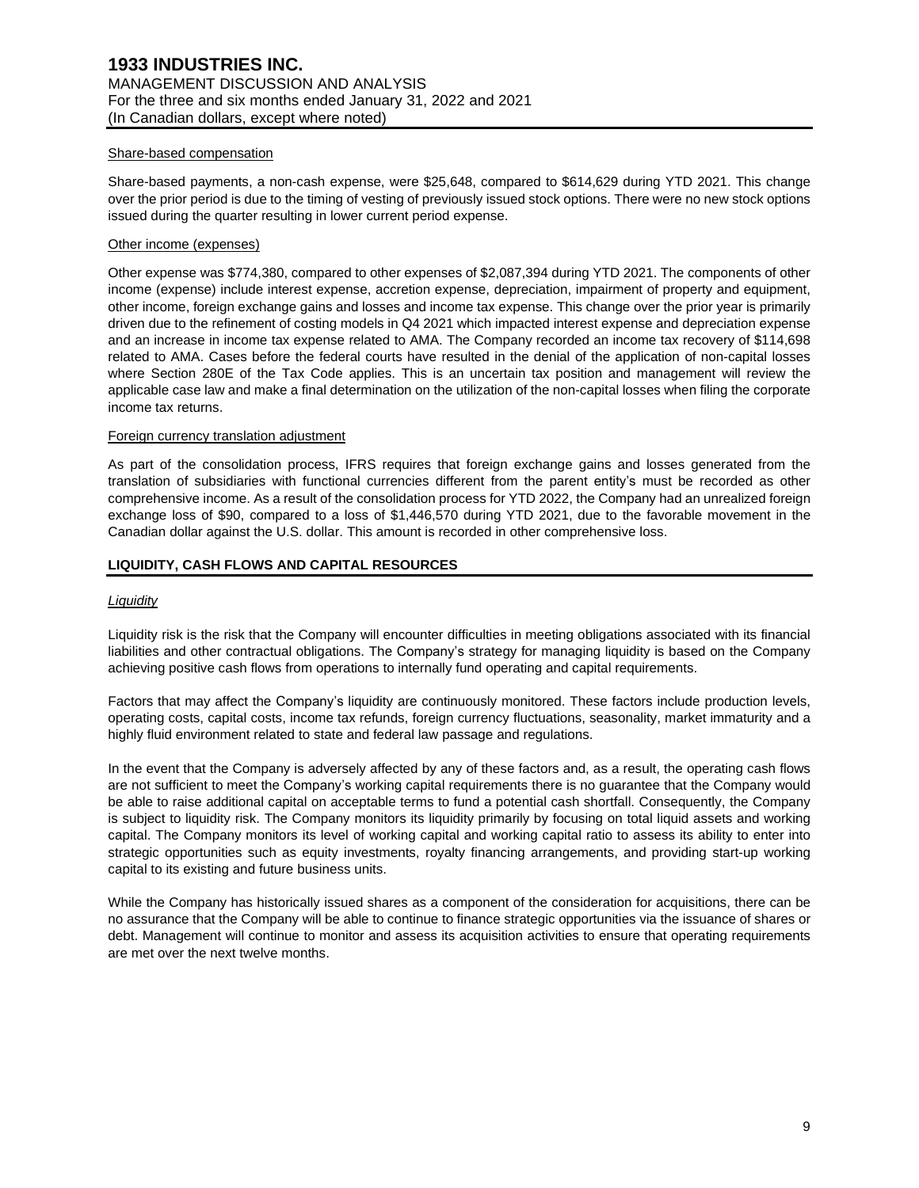Share-based compensation

Share-based payments, a non-cash expense, were $25,648, compared to $614,629 during YTD 2021. This change over the prior period is due to the timing of vesting of previously issued stock options. There were no new stock options issued during the quarter resulting in lower current period expense.

Other income (expenses)

Other expense was $774,380, compared to other expenses of $2,087,394 during YTD 2021. The components of other income (expense) include interest expense, accretion expense, depreciation, impairment of property and equipment, other income, foreign exchange gains and losses and income tax expense. This change over the prior year is primarily driven due to the refinement of costing models in Q4 2021 which impacted interest expense and depreciation expense and an increase in income tax expense related to AMA. The Company recorded an income tax recovery of $114,698 related to AMA. Cases before the federal courts have resulted in the denial of the application of non-capital losses where Section 280E of the Tax Code applies. This is an uncertain tax position and management will review the applicable case law and make a final determination on the utilization of the non-capital losses when filing the corporate income tax returns.

Foreign currency translation adjustment

As part of the consolidation process, IFRS requires that foreign exchange gains and losses generated from the translation of subsidiaries with functional currencies different from the parent entity's must be recorded as other comprehensive income. As a result of the consolidation process for YTD 2022, the Company had an unrealized foreign exchange loss of $90, compared to a loss of $1,446,570 during YTD 2021, due to the favorable movement in the Canadian dollar against the U.S. dollar. This amount is recorded in other comprehensive loss.

## LIQUIDITY, CASH FLOWS AND CAPITAL RESOURCES

*Liquidity*

Liquidity risk is the risk that the Company will encounter difficulties in meeting obligations associated with its financial liabilities and other contractual obligations. The Company's strategy for managing liquidity is based on the Company achieving positive cash flows from operations to internally fund operating and capital requirements.

Factors that may affect the Company's liquidity are continuously monitored. These factors include production levels, operating costs, capital costs, income tax refunds, foreign currency fluctuations, seasonality, market immaturity and a highly fluid environment related to state and federal law passage and regulations.

In the event that the Company is adversely affected by any of these factors and, as a result, the operating cash flows are not sufficient to meet the Company's working capital requirements there is no guarantee that the Company would be able to raise additional capital on acceptable terms to fund a potential cash shortfall. Consequently, the Company is subject to liquidity risk. The Company monitors its liquidity primarily by focusing on total liquid assets and working capital. The Company monitors its level of working capital and working capital ratio to assess its ability to enter into strategic opportunities such as equity investments, royalty financing arrangements, and providing start-up working capital to its existing and future business units.

While the Company has historically issued shares as a component of the consideration for acquisitions, there can be no assurance that the Company will be able to continue to finance strategic opportunities via the issuance of shares or debt. Management will continue to monitor and assess its acquisition activities to ensure that operating requirements are met over the next twelve months.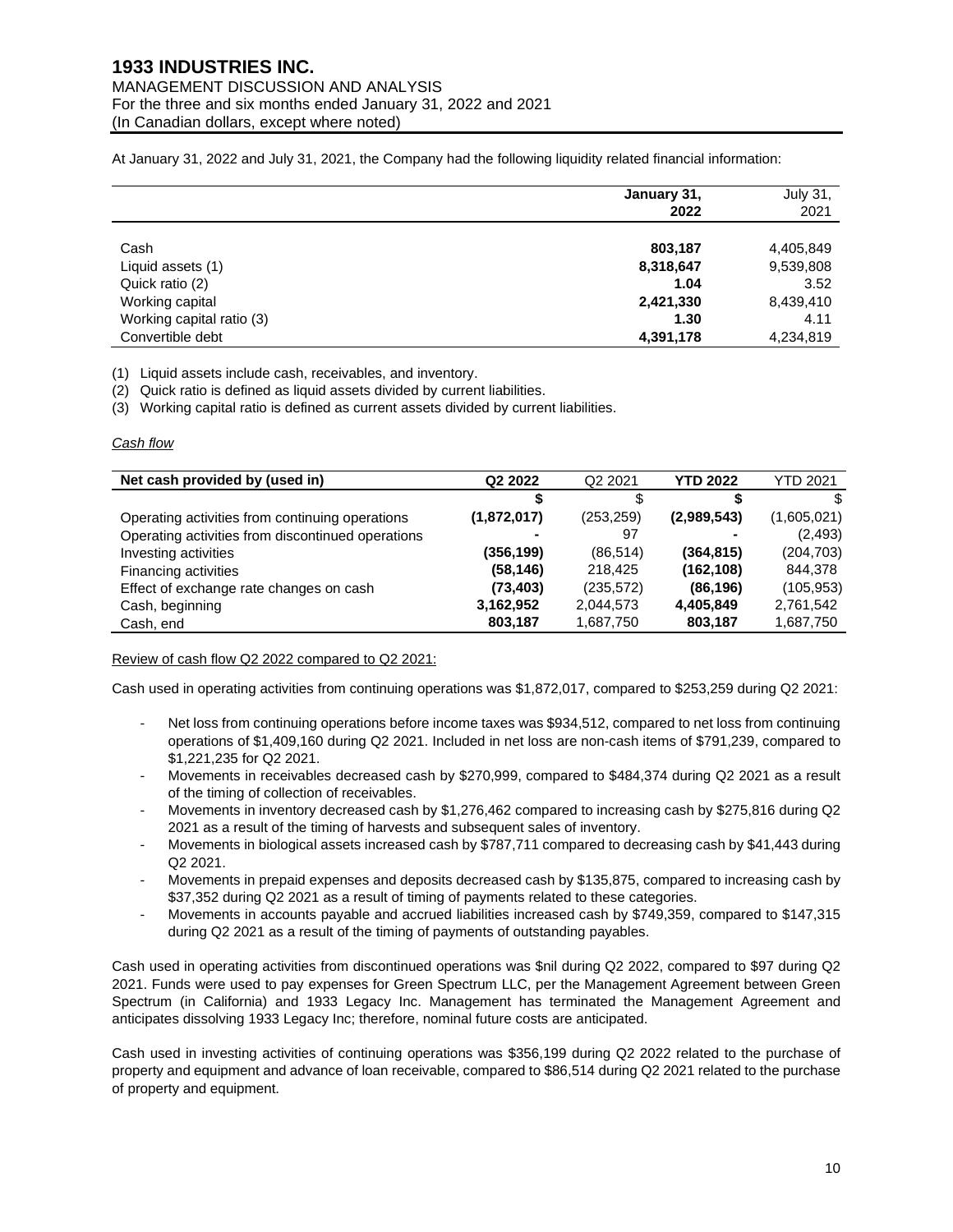At January 31, 2022 and July 31, 2021, the Company had the following liquidity related financial information:

| | January 31, 2022 | July 31, 2021 |
|---|---|---|
| Cash | **803,187** | 4,405,849 |
| Liquid assets (1) | **8,318,647** | 9,539,808 |
| Quick ratio (2) | **1.04** | 3.52 |
| Working capital | **2,421,330** | 8,439,410 |
| Working capital ratio (3) | **1.30** | 4.11 |
| Convertible debt | **4,391,178** | 4,234,819 |

(1) Liquid assets include cash, receivables, and inventory.
(2) Quick ratio is defined as liquid assets divided by current liabilities.
(3) Working capital ratio is defined as current assets divided by current liabilities.

*Cash flow*

| Net cash provided by (used in) | Q2 2022 | Q2 2021 | YTD 2022 | YTD 2021 |
|---|---|---|---|---|
| | **$** | $ | **$** | $ |
| Operating activities from continuing operations | **(1,872,017)** | (253,259) | **(2,989,543)** | (1,605,021) |
| Operating activities from discontinued operations | **-** | 97 | **-** | (2,493) |
| Investing activities | **(356,199)** | (86,514) | **(364,815)** | (204,703) |
| Financing activities | **(58,146)** | 218,425 | **(162,108)** | 844,378 |
| Effect of exchange rate changes on cash | **(73,403)** | (235,572) | **(86,196)** | (105,953) |
| Cash, beginning | **3,162,952** | 2,044,573 | **4,405,849** | 2,761,542 |
| Cash, end | **803,187** | 1,687,750 | **803,187** | 1,687,750 |

Review of cash flow Q2 2022 compared to Q2 2021:

Cash used in operating activities from continuing operations was $1,872,017, compared to $253,259 during Q2 2021:

- Net loss from continuing operations before income taxes was $934,512, compared to net loss from continuing operations of $1,409,160 during Q2 2021. Included in net loss are non-cash items of $791,239, compared to $1,221,235 for Q2 2021.
- Movements in receivables decreased cash by $270,999, compared to $484,374 during Q2 2021 as a result of the timing of collection of receivables.
- Movements in inventory decreased cash by $1,276,462 compared to increasing cash by $275,816 during Q2 2021 as a result of the timing of harvests and subsequent sales of inventory.
- Movements in biological assets increased cash by $787,711 compared to decreasing cash by $41,443 during Q2 2021.
- Movements in prepaid expenses and deposits decreased cash by $135,875, compared to increasing cash by $37,352 during Q2 2021 as a result of timing of payments related to these categories.
- Movements in accounts payable and accrued liabilities increased cash by $749,359, compared to $147,315 during Q2 2021 as a result of the timing of payments of outstanding payables.

Cash used in operating activities from discontinued operations was $nil during Q2 2022, compared to $97 during Q2 2021. Funds were used to pay expenses for Green Spectrum LLC, per the Management Agreement between Green Spectrum (in California) and 1933 Legacy Inc. Management has terminated the Management Agreement and anticipates dissolving 1933 Legacy Inc; therefore, nominal future costs are anticipated.

Cash used in investing activities of continuing operations was $356,199 during Q2 2022 related to the purchase of property and equipment and advance of loan receivable, compared to $86,514 during Q2 2021 related to the purchase of property and equipment.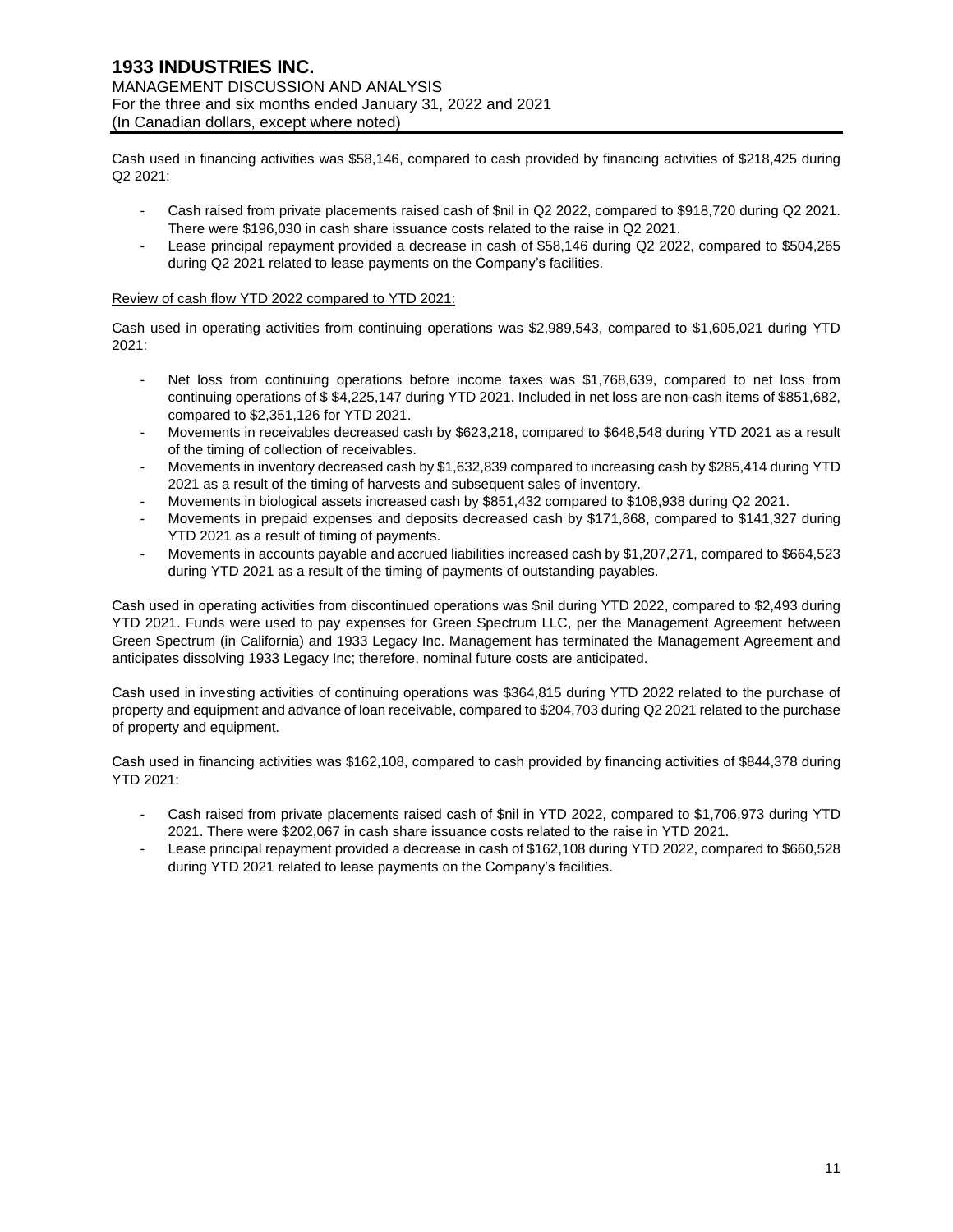Cash used in financing activities was $58,146, compared to cash provided by financing activities of $218,425 during Q2 2021:

- Cash raised from private placements raised cash of $nil in Q2 2022, compared to $918,720 during Q2 2021. There were $196,030 in cash share issuance costs related to the raise in Q2 2021.
- Lease principal repayment provided a decrease in cash of $58,146 during Q2 2022, compared to $504,265 during Q2 2021 related to lease payments on the Company's facilities.

Review of cash flow YTD 2022 compared to YTD 2021:

Cash used in operating activities from continuing operations was $2,989,543, compared to $1,605,021 during YTD 2021:

- Net loss from continuing operations before income taxes was $1,768,639, compared to net loss from continuing operations of $ $4,225,147 during YTD 2021. Included in net loss are non-cash items of $851,682, compared to $2,351,126 for YTD 2021.
- Movements in receivables decreased cash by $623,218, compared to $648,548 during YTD 2021 as a result of the timing of collection of receivables.
- Movements in inventory decreased cash by $1,632,839 compared to increasing cash by $285,414 during YTD 2021 as a result of the timing of harvests and subsequent sales of inventory.
- Movements in biological assets increased cash by $851,432 compared to $108,938 during Q2 2021.
- Movements in prepaid expenses and deposits decreased cash by $171,868, compared to $141,327 during YTD 2021 as a result of timing of payments.
- Movements in accounts payable and accrued liabilities increased cash by $1,207,271, compared to $664,523 during YTD 2021 as a result of the timing of payments of outstanding payables.

Cash used in operating activities from discontinued operations was $nil during YTD 2022, compared to $2,493 during YTD 2021. Funds were used to pay expenses for Green Spectrum LLC, per the Management Agreement between Green Spectrum (in California) and 1933 Legacy Inc. Management has terminated the Management Agreement and anticipates dissolving 1933 Legacy Inc; therefore, nominal future costs are anticipated.

Cash used in investing activities of continuing operations was $364,815 during YTD 2022 related to the purchase of property and equipment and advance of loan receivable, compared to $204,703 during Q2 2021 related to the purchase of property and equipment.

Cash used in financing activities was $162,108, compared to cash provided by financing activities of $844,378 during YTD 2021:

- Cash raised from private placements raised cash of $nil in YTD 2022, compared to $1,706,973 during YTD 2021. There were $202,067 in cash share issuance costs related to the raise in YTD 2021.
- Lease principal repayment provided a decrease in cash of $162,108 during YTD 2022, compared to $660,528 during YTD 2021 related to lease payments on the Company's facilities.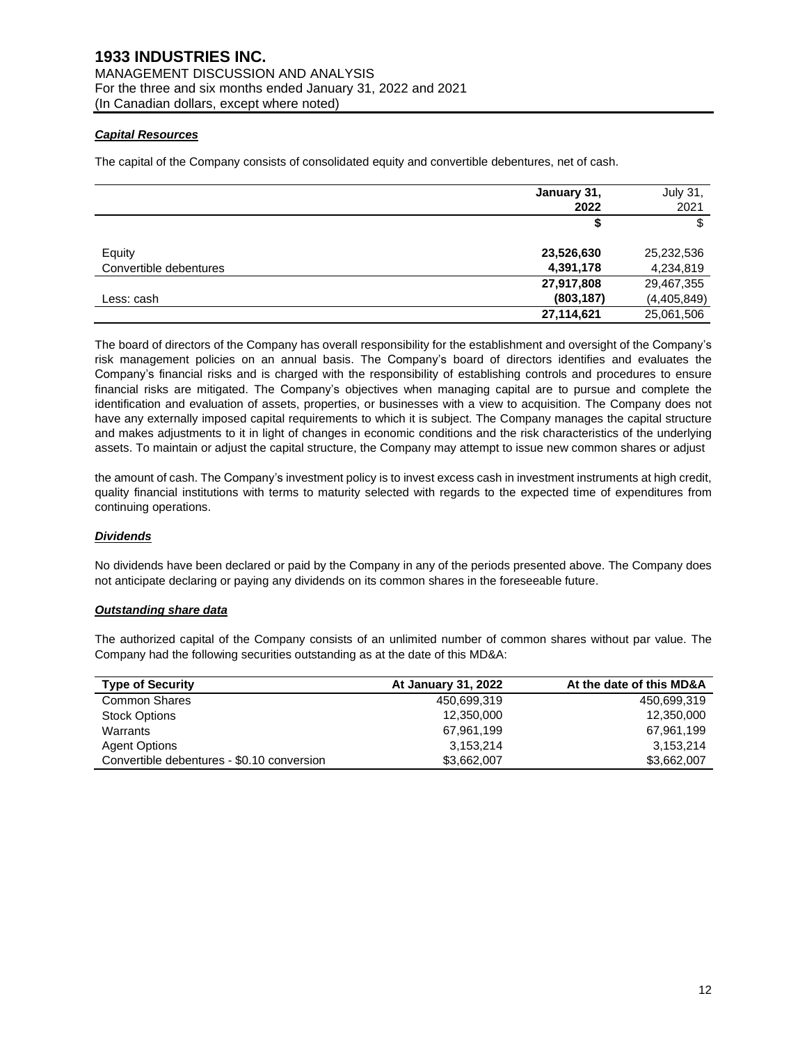### ***Capital Resources***

The capital of the Company consists of consolidated equity and convertible debentures, net of cash.

| | **January 31, 2022** | July 31, 2021 |
|---|---|---|
| | **$** | $ |
| Equity | **23,526,630** | 25,232,536 |
| Convertible debentures | **4,391,178** | 4,234,819 |
| | **27,917,808** | 29,467,355 |
| Less: cash | **(803,187)** | (4,405,849) |
| | **27,114,621** | 25,061,506 |

The board of directors of the Company has overall responsibility for the establishment and oversight of the Company's risk management policies on an annual basis. The Company's board of directors identifies and evaluates the Company's financial risks and is charged with the responsibility of establishing controls and procedures to ensure financial risks are mitigated. The Company's objectives when managing capital are to pursue and complete the identification and evaluation of assets, properties, or businesses with a view to acquisition. The Company does not have any externally imposed capital requirements to which it is subject. The Company manages the capital structure and makes adjustments to it in light of changes in economic conditions and the risk characteristics of the underlying assets. To maintain or adjust the capital structure, the Company may attempt to issue new common shares or adjust

the amount of cash. The Company's investment policy is to invest excess cash in investment instruments at high credit, quality financial institutions with terms to maturity selected with regards to the expected time of expenditures from continuing operations.

### ***Dividends***

No dividends have been declared or paid by the Company in any of the periods presented above. The Company does not anticipate declaring or paying any dividends on its common shares in the foreseeable future.

### ***Outstanding share data***

The authorized capital of the Company consists of an unlimited number of common shares without par value. The Company had the following securities outstanding as at the date of this MD&A:

| **Type of Security** | **At January 31, 2022** | **At the date of this MD&A** |
|---|---|---|
| Common Shares | 450,699,319 | 450,699,319 |
| Stock Options | 12,350,000 | 12,350,000 |
| Warrants | 67,961,199 | 67,961,199 |
| Agent Options | 3,153,214 | 3,153,214 |
| Convertible debentures - $0.10 conversion | $3,662,007 | $3,662,007 |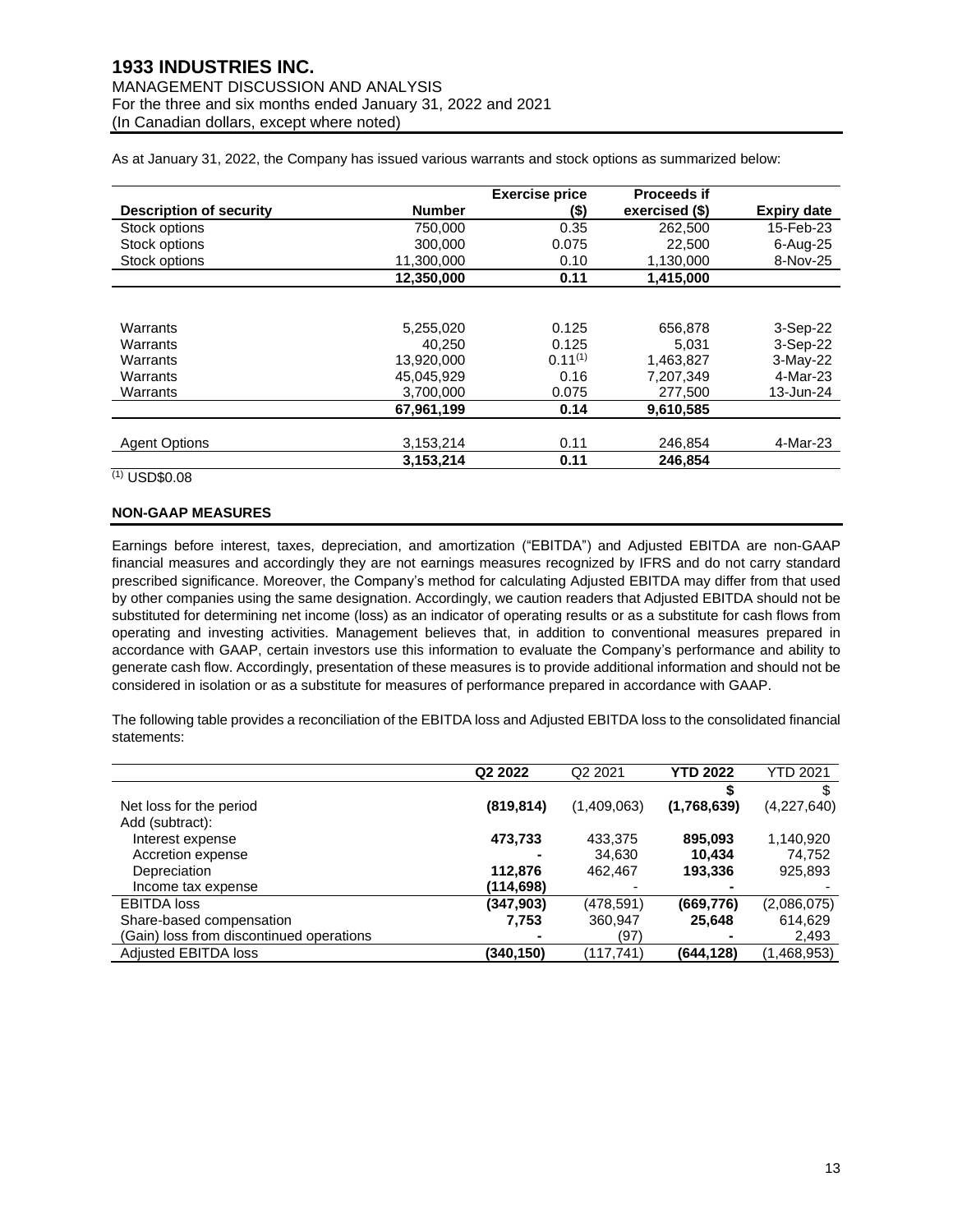As at January 31, 2022, the Company has issued various warrants and stock options as summarized below:

| Description of security | Number | Exercise price ($) | Proceeds if exercised ($) | Expiry date |
|---|---|---|---|---|
| Stock options | 750,000 | 0.35 | 262,500 | 15-Feb-23 |
| Stock options | 300,000 | 0.075 | 22,500 | 6-Aug-25 |
| Stock options | 11,300,000 | 0.10 | 1,130,000 | 8-Nov-25 |
| | **12,350,000** | **0.11** | **1,415,000** | |
| | | | | |
| Warrants | 5,255,020 | 0.125 | 656,878 | 3-Sep-22 |
| Warrants | 40,250 | 0.125 | 5,031 | 3-Sep-22 |
| Warrants | 13,920,000 | 0.11[(1)] | 1,463,827 | 3-May-22 |
| Warrants | 45,045,929 | 0.16 | 7,207,349 | 4-Mar-23 |
| Warrants | 3,700,000 | 0.075 | 277,500 | 13-Jun-24 |
| | **67,961,199** | **0.14** | **9,610,585** | |
| | | | | |
| Agent Options | 3,153,214 | 0.11 | 246,854 | 4-Mar-23 |
| | **3,153,214** | **0.11** | **246,854** | |

(1) USD$0.08

## NON-GAAP MEASURES

Earnings before interest, taxes, depreciation, and amortization ("EBITDA") and Adjusted EBITDA are non-GAAP financial measures and accordingly they are not earnings measures recognized by IFRS and do not carry standard prescribed significance. Moreover, the Company's method for calculating Adjusted EBITDA may differ from that used by other companies using the same designation. Accordingly, we caution readers that Adjusted EBITDA should not be substituted for determining net income (loss) as an indicator of operating results or as a substitute for cash flows from operating and investing activities. Management believes that, in addition to conventional measures prepared in accordance with GAAP, certain investors use this information to evaluate the Company's performance and ability to generate cash flow. Accordingly, presentation of these measures is to provide additional information and should not be considered in isolation or as a substitute for measures of performance prepared in accordance with GAAP.

The following table provides a reconciliation of the EBITDA loss and Adjusted EBITDA loss to the consolidated financial statements:

| | **Q2 2022** | Q2 2021 | **YTD 2022** | YTD 2021 |
|---|---|---|---|---|
| | | | **$** | $ |
| Net loss for the period | **(819,814)** | (1,409,063) | **(1,768,639)** | (4,227,640) |
| Add (subtract): | | | | |
| Interest expense | **473,733** | 433,375 | **895,093** | 1,140,920 |
| Accretion expense | **-** | 34,630 | **10,434** | 74,752 |
| Depreciation | **112,876** | 462,467 | **193,336** | 925,893 |
| Income tax expense | **(114,698)** | - | **-** | - |
| EBITDA loss | **(347,903)** | (478,591) | **(669,776)** | (2,086,075) |
| Share-based compensation | **7,753** | 360,947 | **25,648** | 614,629 |
| (Gain) loss from discontinued operations | **-** | (97) | **-** | 2,493 |
| Adjusted EBITDA loss | **(340,150)** | (117,741) | **(644,128)** | (1,468,953) |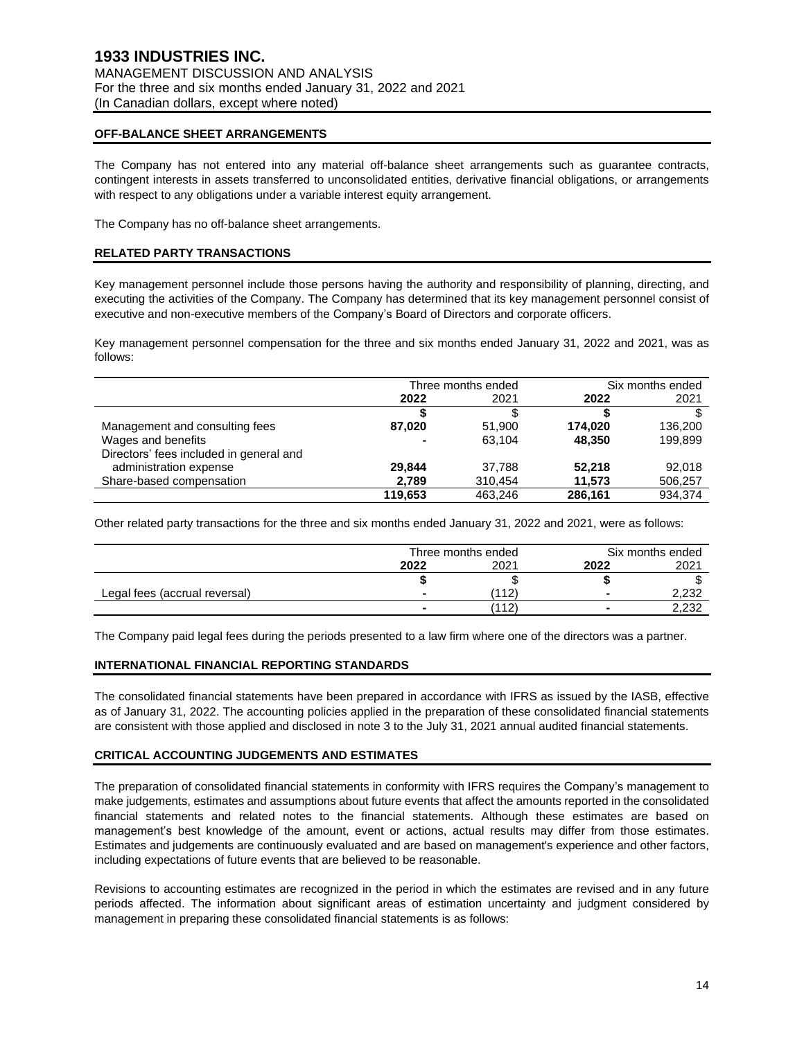#### OFF-BALANCE SHEET ARRANGEMENTS

The Company has not entered into any material off-balance sheet arrangements such as guarantee contracts, contingent interests in assets transferred to unconsolidated entities, derivative financial obligations, or arrangements with respect to any obligations under a variable interest equity arrangement.

The Company has no off-balance sheet arrangements.

#### RELATED PARTY TRANSACTIONS

Key management personnel include those persons having the authority and responsibility of planning, directing, and executing the activities of the Company. The Company has determined that its key management personnel consist of executive and non-executive members of the Company's Board of Directors and corporate officers.

Key management personnel compensation for the three and six months ended January 31, 2022 and 2021, was as follows:

| | Three months ended | | Six months ended | |
|---|---|---|---|---|
| | **2022** | 2021 | **2022** | 2021 |
| | **$** | $ | **$** | $ |
| Management and consulting fees | **87,020** | 51,900 | **174,020** | 136,200 |
| Wages and benefits | **-** | 63,104 | **48,350** | 199,899 |
| Directors' fees included in general and administration expense | **29,844** | 37,788 | **52,218** | 92,018 |
| Share-based compensation | **2,789** | 310,454 | **11,573** | 506,257 |
| | **119,653** | 463,246 | **286,161** | 934,374 |

Other related party transactions for the three and six months ended January 31, 2022 and 2021, were as follows:

| | Three months ended | | Six months ended | |
|---|---|---|---|---|
| | **2022** | 2021 | **2022** | 2021 |
| | **$** | $ | **$** | $ |
| Legal fees (accrual reversal) | **-** | (112) | **-** | 2,232 |
| | **-** | (112) | **-** | 2,232 |

The Company paid legal fees during the periods presented to a law firm where one of the directors was a partner.

#### INTERNATIONAL FINANCIAL REPORTING STANDARDS

The consolidated financial statements have been prepared in accordance with IFRS as issued by the IASB, effective as of January 31, 2022. The accounting policies applied in the preparation of these consolidated financial statements are consistent with those applied and disclosed in note 3 to the July 31, 2021 annual audited financial statements.

#### CRITICAL ACCOUNTING JUDGEMENTS AND ESTIMATES

The preparation of consolidated financial statements in conformity with IFRS requires the Company's management to make judgements, estimates and assumptions about future events that affect the amounts reported in the consolidated financial statements and related notes to the financial statements. Although these estimates are based on management's best knowledge of the amount, event or actions, actual results may differ from those estimates. Estimates and judgements are continuously evaluated and are based on management's experience and other factors, including expectations of future events that are believed to be reasonable.

Revisions to accounting estimates are recognized in the period in which the estimates are revised and in any future periods affected. The information about significant areas of estimation uncertainty and judgment considered by management in preparing these consolidated financial statements is as follows: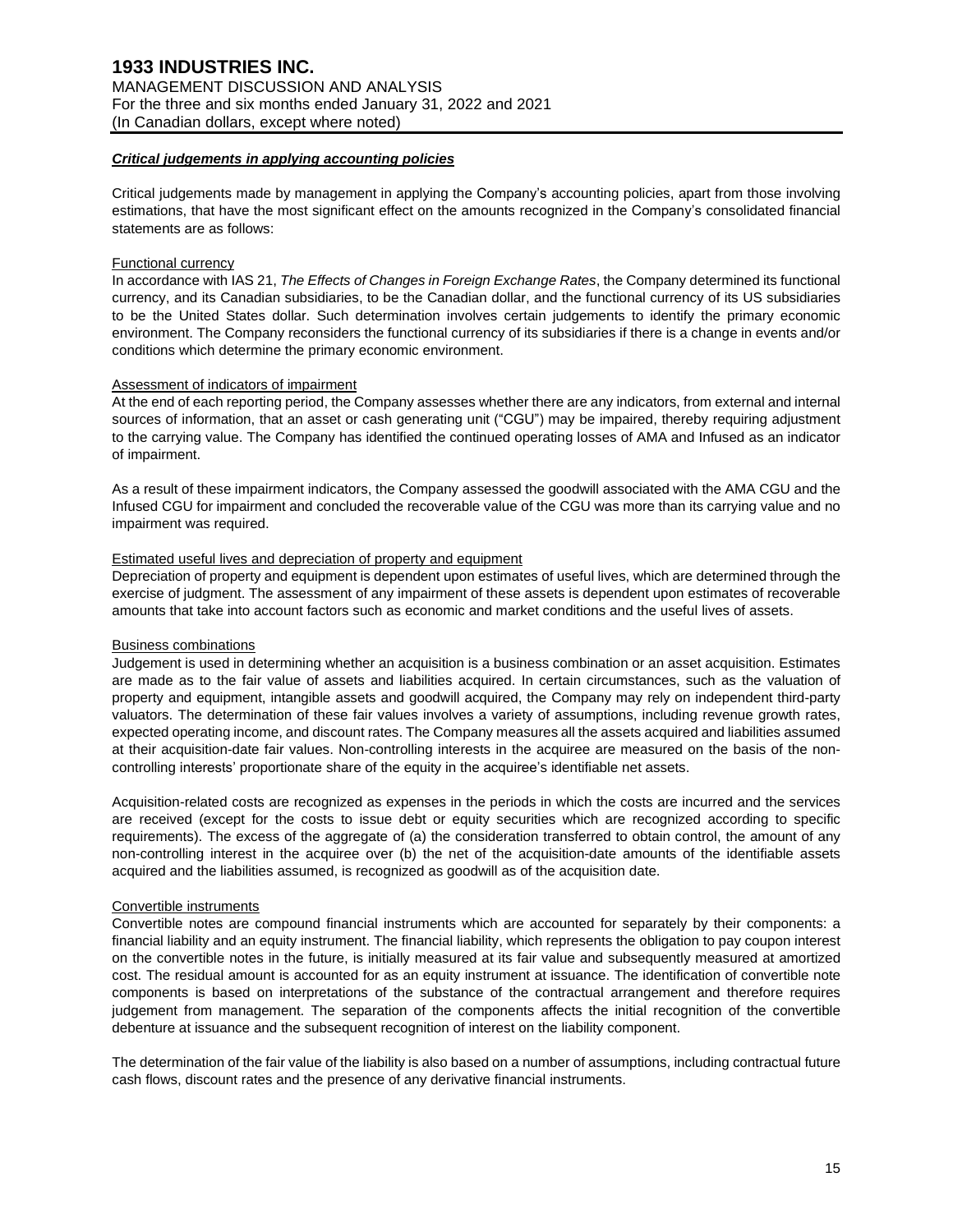### ***Critical judgements in applying accounting policies***

Critical judgements made by management in applying the Company's accounting policies, apart from those involving estimations, that have the most significant effect on the amounts recognized in the Company's consolidated financial statements are as follows:

#### Functional currency

In accordance with IAS 21, *The Effects of Changes in Foreign Exchange Rates*, the Company determined its functional currency, and its Canadian subsidiaries, to be the Canadian dollar, and the functional currency of its US subsidiaries to be the United States dollar. Such determination involves certain judgements to identify the primary economic environment. The Company reconsiders the functional currency of its subsidiaries if there is a change in events and/or conditions which determine the primary economic environment.

#### Assessment of indicators of impairment

At the end of each reporting period, the Company assesses whether there are any indicators, from external and internal sources of information, that an asset or cash generating unit ("CGU") may be impaired, thereby requiring adjustment to the carrying value. The Company has identified the continued operating losses of AMA and Infused as an indicator of impairment.

As a result of these impairment indicators, the Company assessed the goodwill associated with the AMA CGU and the Infused CGU for impairment and concluded the recoverable value of the CGU was more than its carrying value and no impairment was required.

#### Estimated useful lives and depreciation of property and equipment

Depreciation of property and equipment is dependent upon estimates of useful lives, which are determined through the exercise of judgment. The assessment of any impairment of these assets is dependent upon estimates of recoverable amounts that take into account factors such as economic and market conditions and the useful lives of assets.

#### Business combinations

Judgement is used in determining whether an acquisition is a business combination or an asset acquisition. Estimates are made as to the fair value of assets and liabilities acquired. In certain circumstances, such as the valuation of property and equipment, intangible assets and goodwill acquired, the Company may rely on independent third-party valuators. The determination of these fair values involves a variety of assumptions, including revenue growth rates, expected operating income, and discount rates. The Company measures all the assets acquired and liabilities assumed at their acquisition-date fair values. Non-controlling interests in the acquiree are measured on the basis of the non-controlling interests' proportionate share of the equity in the acquiree's identifiable net assets.

Acquisition-related costs are recognized as expenses in the periods in which the costs are incurred and the services are received (except for the costs to issue debt or equity securities which are recognized according to specific requirements). The excess of the aggregate of (a) the consideration transferred to obtain control, the amount of any non-controlling interest in the acquiree over (b) the net of the acquisition-date amounts of the identifiable assets acquired and the liabilities assumed, is recognized as goodwill as of the acquisition date.

#### Convertible instruments

Convertible notes are compound financial instruments which are accounted for separately by their components: a financial liability and an equity instrument. The financial liability, which represents the obligation to pay coupon interest on the convertible notes in the future, is initially measured at its fair value and subsequently measured at amortized cost. The residual amount is accounted for as an equity instrument at issuance. The identification of convertible note components is based on interpretations of the substance of the contractual arrangement and therefore requires judgement from management. The separation of the components affects the initial recognition of the convertible debenture at issuance and the subsequent recognition of interest on the liability component.

The determination of the fair value of the liability is also based on a number of assumptions, including contractual future cash flows, discount rates and the presence of any derivative financial instruments.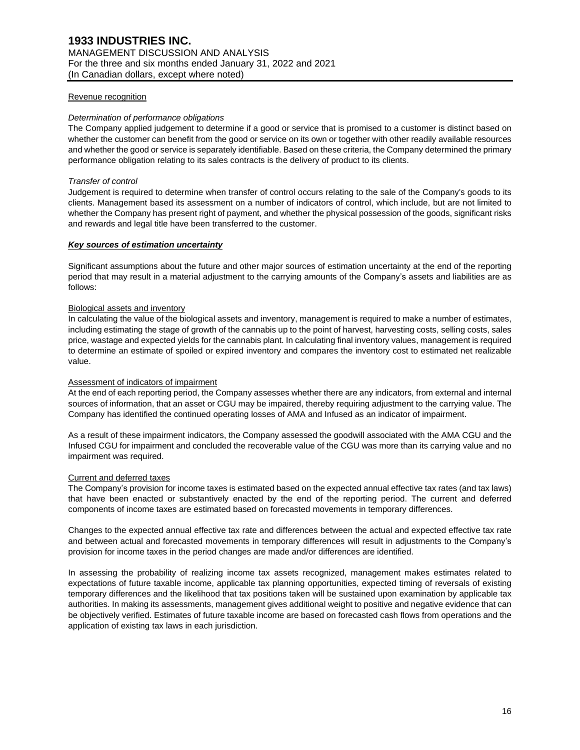Revenue recognition

*Determination of performance obligations*

The Company applied judgement to determine if a good or service that is promised to a customer is distinct based on whether the customer can benefit from the good or service on its own or together with other readily available resources and whether the good or service is separately identifiable. Based on these criteria, the Company determined the primary performance obligation relating to its sales contracts is the delivery of product to its clients.

*Transfer of control*

Judgement is required to determine when transfer of control occurs relating to the sale of the Company's goods to its clients. Management based its assessment on a number of indicators of control, which include, but are not limited to whether the Company has present right of payment, and whether the physical possession of the goods, significant risks and rewards and legal title have been transferred to the customer.

***Key sources of estimation uncertainty***

Significant assumptions about the future and other major sources of estimation uncertainty at the end of the reporting period that may result in a material adjustment to the carrying amounts of the Company's assets and liabilities are as follows:

Biological assets and inventory

In calculating the value of the biological assets and inventory, management is required to make a number of estimates, including estimating the stage of growth of the cannabis up to the point of harvest, harvesting costs, selling costs, sales price, wastage and expected yields for the cannabis plant. In calculating final inventory values, management is required to determine an estimate of spoiled or expired inventory and compares the inventory cost to estimated net realizable value.

Assessment of indicators of impairment

At the end of each reporting period, the Company assesses whether there are any indicators, from external and internal sources of information, that an asset or CGU may be impaired, thereby requiring adjustment to the carrying value. The Company has identified the continued operating losses of AMA and Infused as an indicator of impairment.

As a result of these impairment indicators, the Company assessed the goodwill associated with the AMA CGU and the Infused CGU for impairment and concluded the recoverable value of the CGU was more than its carrying value and no impairment was required.

Current and deferred taxes

The Company's provision for income taxes is estimated based on the expected annual effective tax rates (and tax laws) that have been enacted or substantively enacted by the end of the reporting period. The current and deferred components of income taxes are estimated based on forecasted movements in temporary differences.

Changes to the expected annual effective tax rate and differences between the actual and expected effective tax rate and between actual and forecasted movements in temporary differences will result in adjustments to the Company's provision for income taxes in the period changes are made and/or differences are identified.

In assessing the probability of realizing income tax assets recognized, management makes estimates related to expectations of future taxable income, applicable tax planning opportunities, expected timing of reversals of existing temporary differences and the likelihood that tax positions taken will be sustained upon examination by applicable tax authorities. In making its assessments, management gives additional weight to positive and negative evidence that can be objectively verified. Estimates of future taxable income are based on forecasted cash flows from operations and the application of existing tax laws in each jurisdiction.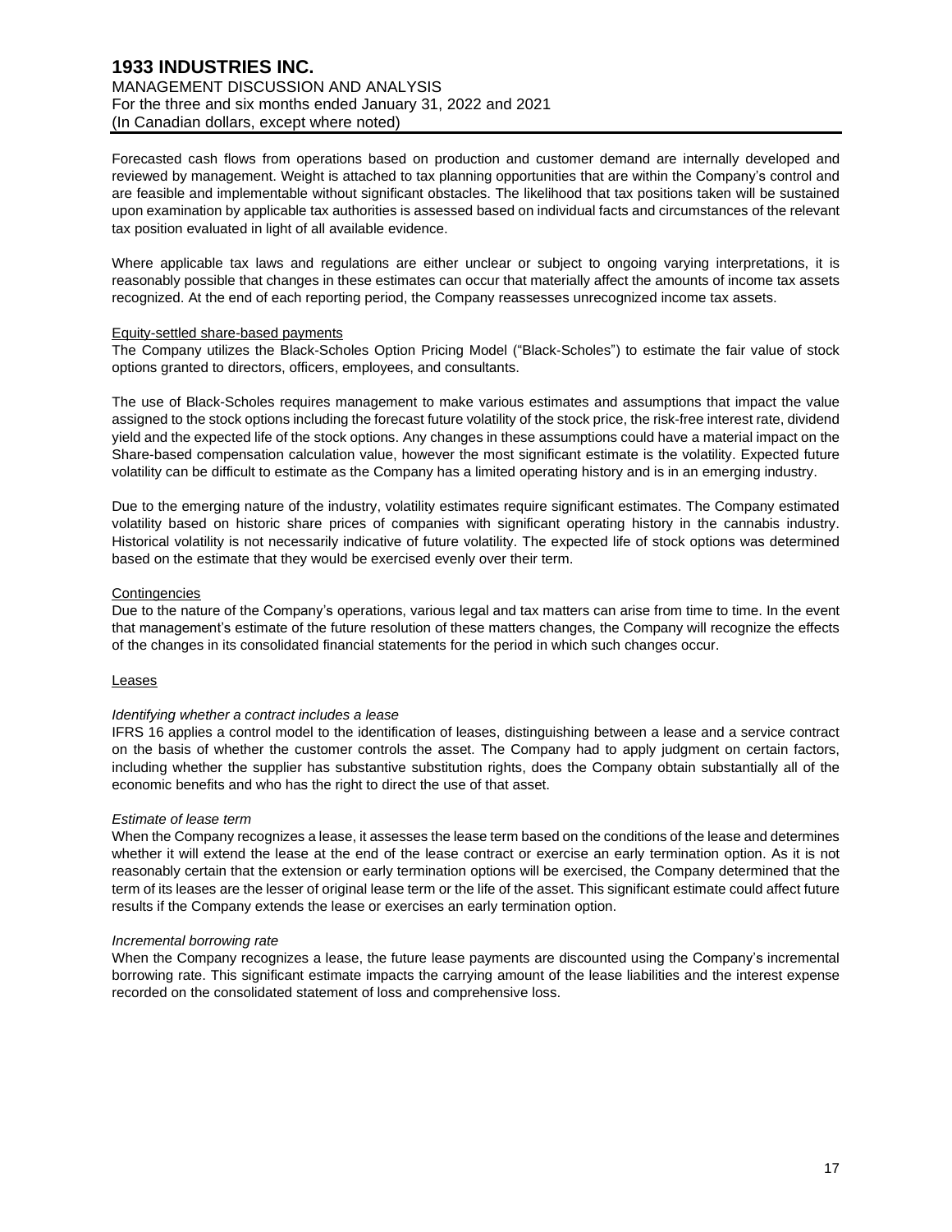Forecasted cash flows from operations based on production and customer demand are internally developed and reviewed by management. Weight is attached to tax planning opportunities that are within the Company's control and are feasible and implementable without significant obstacles. The likelihood that tax positions taken will be sustained upon examination by applicable tax authorities is assessed based on individual facts and circumstances of the relevant tax position evaluated in light of all available evidence.

Where applicable tax laws and regulations are either unclear or subject to ongoing varying interpretations, it is reasonably possible that changes in these estimates can occur that materially affect the amounts of income tax assets recognized. At the end of each reporting period, the Company reassesses unrecognized income tax assets.

Equity-settled share-based payments

The Company utilizes the Black-Scholes Option Pricing Model ("Black-Scholes") to estimate the fair value of stock options granted to directors, officers, employees, and consultants.

The use of Black-Scholes requires management to make various estimates and assumptions that impact the value assigned to the stock options including the forecast future volatility of the stock price, the risk-free interest rate, dividend yield and the expected life of the stock options. Any changes in these assumptions could have a material impact on the Share-based compensation calculation value, however the most significant estimate is the volatility. Expected future volatility can be difficult to estimate as the Company has a limited operating history and is in an emerging industry.

Due to the emerging nature of the industry, volatility estimates require significant estimates. The Company estimated volatility based on historic share prices of companies with significant operating history in the cannabis industry. Historical volatility is not necessarily indicative of future volatility. The expected life of stock options was determined based on the estimate that they would be exercised evenly over their term.

Contingencies

Due to the nature of the Company's operations, various legal and tax matters can arise from time to time. In the event that management's estimate of the future resolution of these matters changes, the Company will recognize the effects of the changes in its consolidated financial statements for the period in which such changes occur.

Leases

*Identifying whether a contract includes a lease*

IFRS 16 applies a control model to the identification of leases, distinguishing between a lease and a service contract on the basis of whether the customer controls the asset. The Company had to apply judgment on certain factors, including whether the supplier has substantive substitution rights, does the Company obtain substantially all of the economic benefits and who has the right to direct the use of that asset.

*Estimate of lease term*

When the Company recognizes a lease, it assesses the lease term based on the conditions of the lease and determines whether it will extend the lease at the end of the lease contract or exercise an early termination option. As it is not reasonably certain that the extension or early termination options will be exercised, the Company determined that the term of its leases are the lesser of original lease term or the life of the asset. This significant estimate could affect future results if the Company extends the lease or exercises an early termination option.

*Incremental borrowing rate*

When the Company recognizes a lease, the future lease payments are discounted using the Company's incremental borrowing rate. This significant estimate impacts the carrying amount of the lease liabilities and the interest expense recorded on the consolidated statement of loss and comprehensive loss.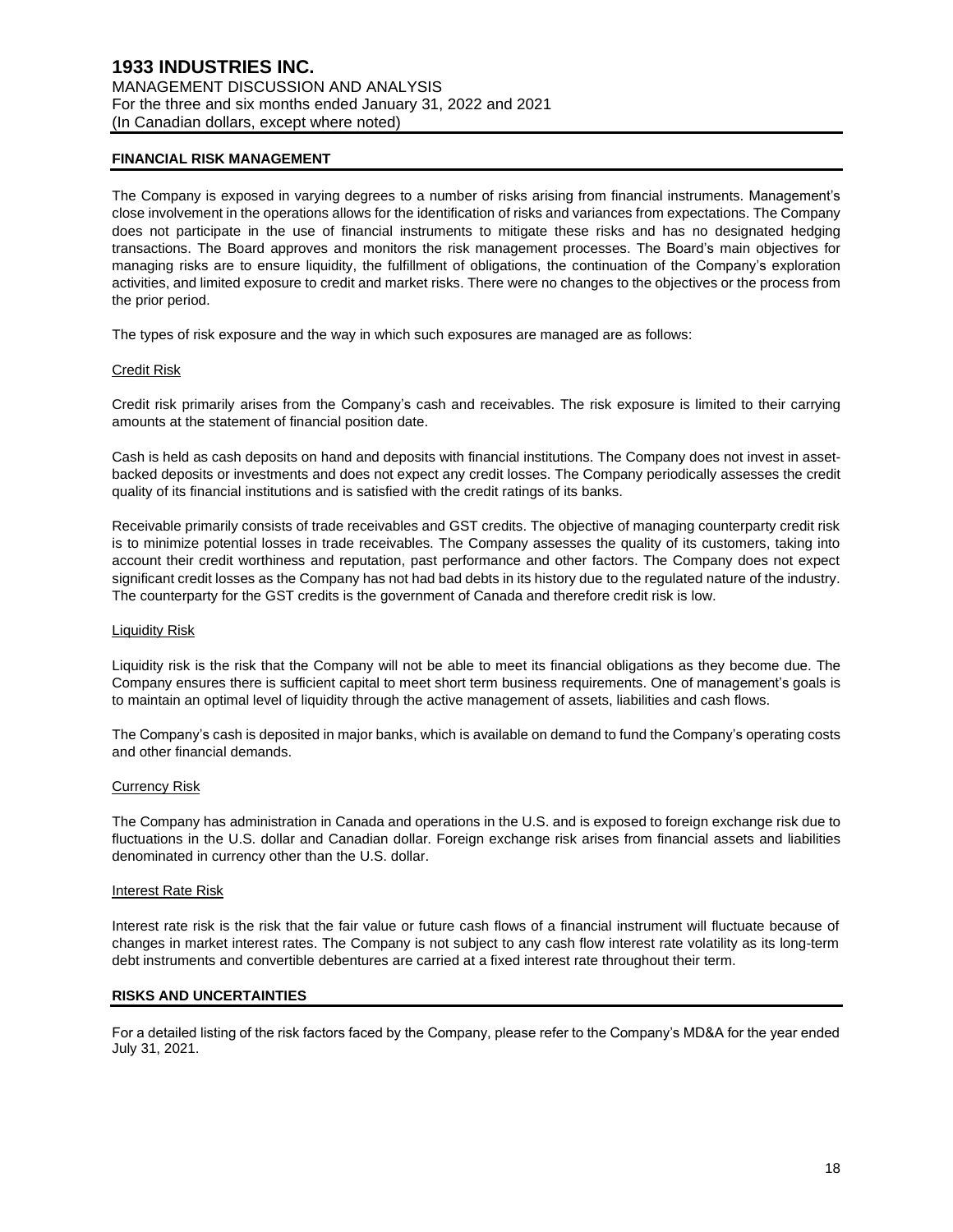## FINANCIAL RISK MANAGEMENT

The Company is exposed in varying degrees to a number of risks arising from financial instruments. Management's close involvement in the operations allows for the identification of risks and variances from expectations. The Company does not participate in the use of financial instruments to mitigate these risks and has no designated hedging transactions. The Board approves and monitors the risk management processes. The Board's main objectives for managing risks are to ensure liquidity, the fulfillment of obligations, the continuation of the Company's exploration activities, and limited exposure to credit and market risks. There were no changes to the objectives or the process from the prior period.

The types of risk exposure and the way in which such exposures are managed are as follows:

### Credit Risk

Credit risk primarily arises from the Company's cash and receivables. The risk exposure is limited to their carrying amounts at the statement of financial position date.

Cash is held as cash deposits on hand and deposits with financial institutions. The Company does not invest in asset-backed deposits or investments and does not expect any credit losses. The Company periodically assesses the credit quality of its financial institutions and is satisfied with the credit ratings of its banks.

Receivable primarily consists of trade receivables and GST credits. The objective of managing counterparty credit risk is to minimize potential losses in trade receivables. The Company assesses the quality of its customers, taking into account their credit worthiness and reputation, past performance and other factors. The Company does not expect significant credit losses as the Company has not had bad debts in its history due to the regulated nature of the industry. The counterparty for the GST credits is the government of Canada and therefore credit risk is low.

### Liquidity Risk

Liquidity risk is the risk that the Company will not be able to meet its financial obligations as they become due. The Company ensures there is sufficient capital to meet short term business requirements. One of management's goals is to maintain an optimal level of liquidity through the active management of assets, liabilities and cash flows.

The Company's cash is deposited in major banks, which is available on demand to fund the Company's operating costs and other financial demands.

### Currency Risk

The Company has administration in Canada and operations in the U.S. and is exposed to foreign exchange risk due to fluctuations in the U.S. dollar and Canadian dollar. Foreign exchange risk arises from financial assets and liabilities denominated in currency other than the U.S. dollar.

### Interest Rate Risk

Interest rate risk is the risk that the fair value or future cash flows of a financial instrument will fluctuate because of changes in market interest rates. The Company is not subject to any cash flow interest rate volatility as its long-term debt instruments and convertible debentures are carried at a fixed interest rate throughout their term.

## RISKS AND UNCERTAINTIES

For a detailed listing of the risk factors faced by the Company, please refer to the Company's MD&A for the year ended July 31, 2021.